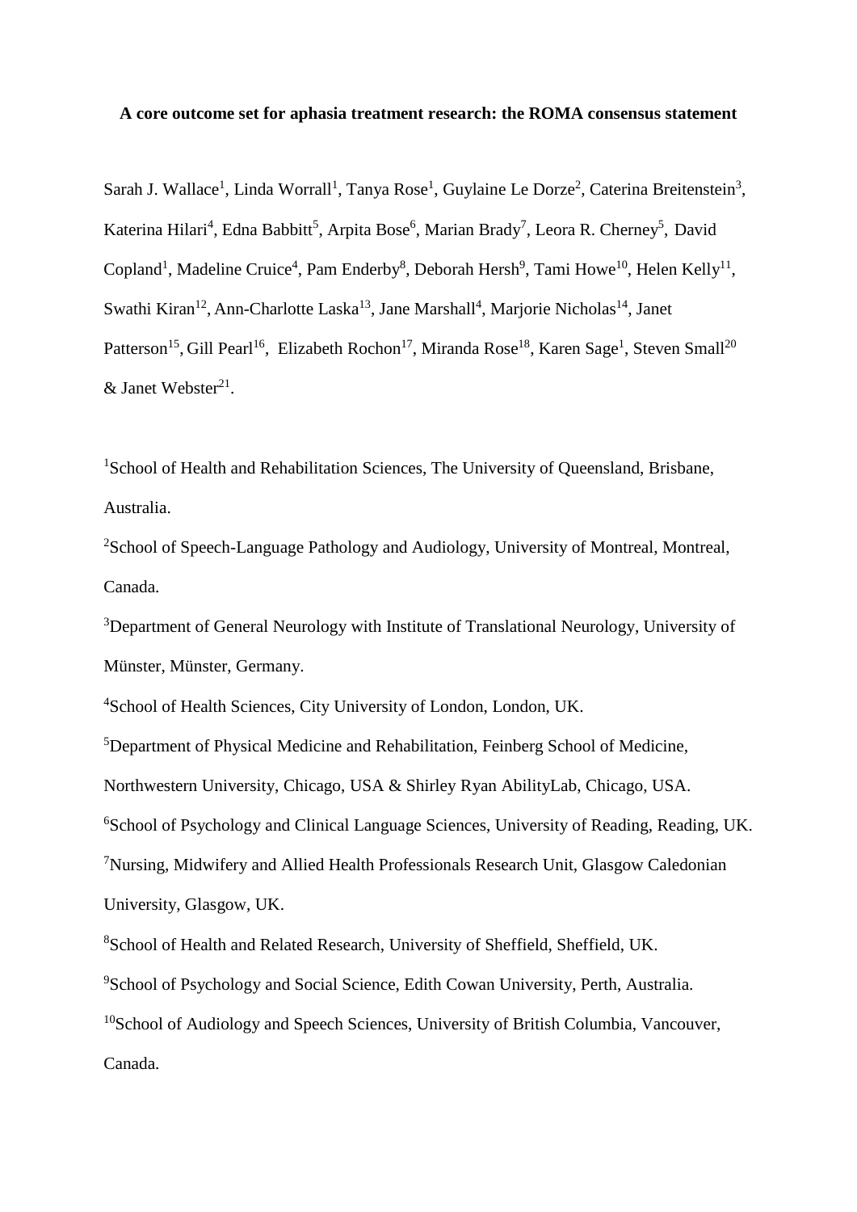**A core outcome set for aphasia treatment research: the ROMA consensus statement**

Sarah J. Wallace[1], Linda Worrall[1], Tanya Rose[1], Guylaine Le Dorze[2], Caterina Breitenstein[3], Katerina Hilari[4], Edna Babbitt[5], Arpita Bose[6], Marian Brady[7], Leora R. Cherney[5], David Copland[1], Madeline Cruice[4], Pam Enderby[8], Deborah Hersh[9], Tami Howe[10], Helen Kelly[11], Swathi Kiran[12], Ann-Charlotte Laska[13], Jane Marshall[4], Marjorie Nicholas[14], Janet Patterson[15], Gill Pearl[16], Elizabeth Rochon[17], Miranda Rose[18], Karen Sage[1], Steven Small[20] & Janet Webster[21].

[1]School of Health and Rehabilitation Sciences, The University of Queensland, Brisbane, Australia.

[2]School of Speech-Language Pathology and Audiology, University of Montreal, Montreal, Canada.

[3]Department of General Neurology with Institute of Translational Neurology, University of Münster, Münster, Germany.

[4]School of Health Sciences, City University of London, London, UK.

[5]Department of Physical Medicine and Rehabilitation, Feinberg School of Medicine, Northwestern University, Chicago, USA & Shirley Ryan AbilityLab, Chicago, USA.

[6]School of Psychology and Clinical Language Sciences, University of Reading, Reading, UK.

[7]Nursing, Midwifery and Allied Health Professionals Research Unit, Glasgow Caledonian University, Glasgow, UK.

[8]School of Health and Related Research, University of Sheffield, Sheffield, UK.

[9]School of Psychology and Social Science, Edith Cowan University, Perth, Australia.

[10]School of Audiology and Speech Sciences, University of British Columbia, Vancouver, Canada.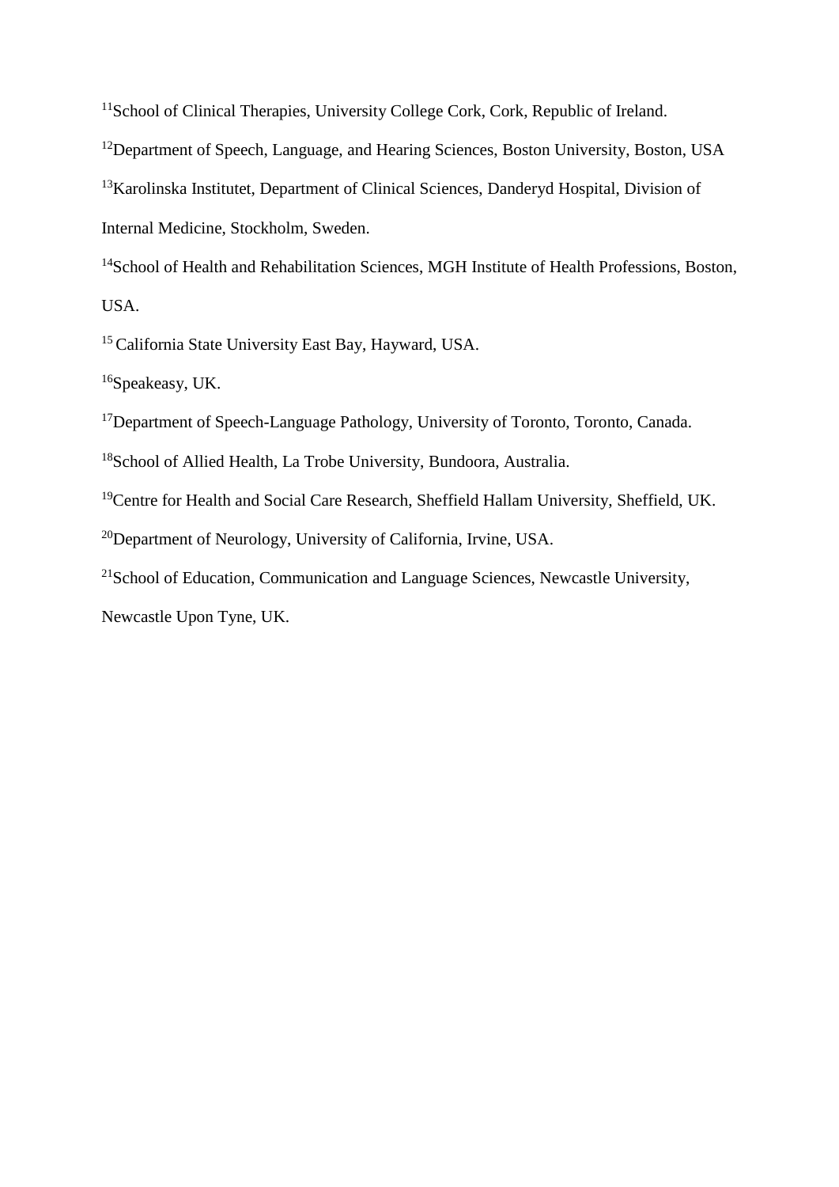[11]School of Clinical Therapies, University College Cork, Cork, Republic of Ireland.

[12]Department of Speech, Language, and Hearing Sciences, Boston University, Boston, USA

[13]Karolinska Institutet, Department of Clinical Sciences, Danderyd Hospital, Division of Internal Medicine, Stockholm, Sweden.

[14]School of Health and Rehabilitation Sciences, MGH Institute of Health Professions, Boston, USA.

[15] California State University East Bay, Hayward, USA.

[16]Speakeasy, UK.

[17]Department of Speech-Language Pathology, University of Toronto, Toronto, Canada.

[18]School of Allied Health, La Trobe University, Bundoora, Australia.

[19]Centre for Health and Social Care Research, Sheffield Hallam University, Sheffield, UK.

[20]Department of Neurology, University of California, Irvine, USA.

[21]School of Education, Communication and Language Sciences, Newcastle University, Newcastle Upon Tyne, UK.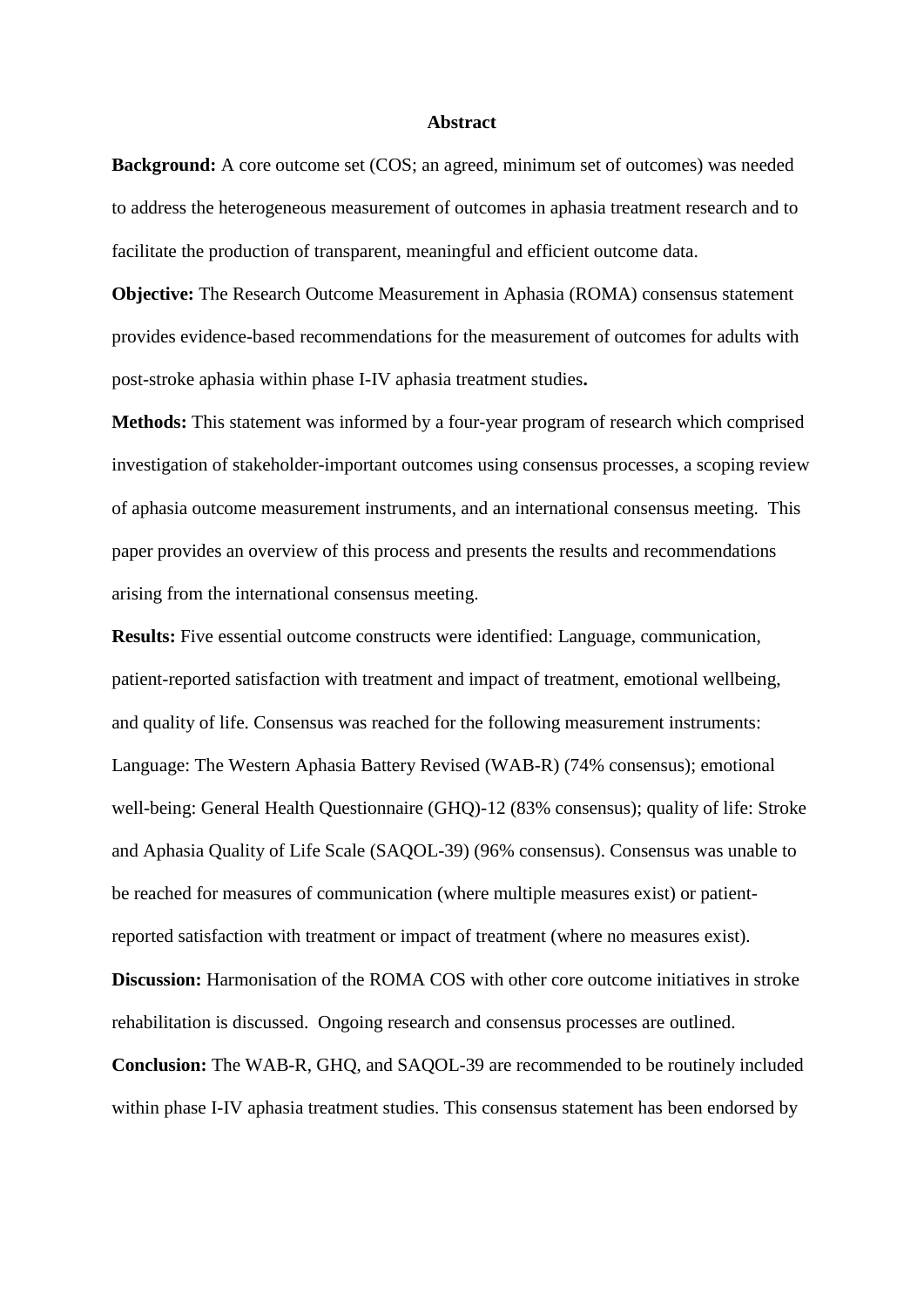## Abstract

**Background:** A core outcome set (COS; an agreed, minimum set of outcomes) was needed to address the heterogeneous measurement of outcomes in aphasia treatment research and to facilitate the production of transparent, meaningful and efficient outcome data.

**Objective:** The Research Outcome Measurement in Aphasia (ROMA) consensus statement provides evidence-based recommendations for the measurement of outcomes for adults with post-stroke aphasia within phase I-IV aphasia treatment studies**.**

**Methods:** This statement was informed by a four-year program of research which comprised investigation of stakeholder-important outcomes using consensus processes, a scoping review of aphasia outcome measurement instruments, and an international consensus meeting. This paper provides an overview of this process and presents the results and recommendations arising from the international consensus meeting.

**Results:** Five essential outcome constructs were identified: Language, communication, patient-reported satisfaction with treatment and impact of treatment, emotional wellbeing, and quality of life. Consensus was reached for the following measurement instruments: Language: The Western Aphasia Battery Revised (WAB-R) (74% consensus); emotional well-being: General Health Questionnaire (GHQ)-12 (83% consensus); quality of life: Stroke and Aphasia Quality of Life Scale (SAQOL-39) (96% consensus). Consensus was unable to be reached for measures of communication (where multiple measures exist) or patient-reported satisfaction with treatment or impact of treatment (where no measures exist).

**Discussion:** Harmonisation of the ROMA COS with other core outcome initiatives in stroke rehabilitation is discussed. Ongoing research and consensus processes are outlined.

**Conclusion:** The WAB-R, GHQ, and SAQOL-39 are recommended to be routinely included within phase I-IV aphasia treatment studies. This consensus statement has been endorsed by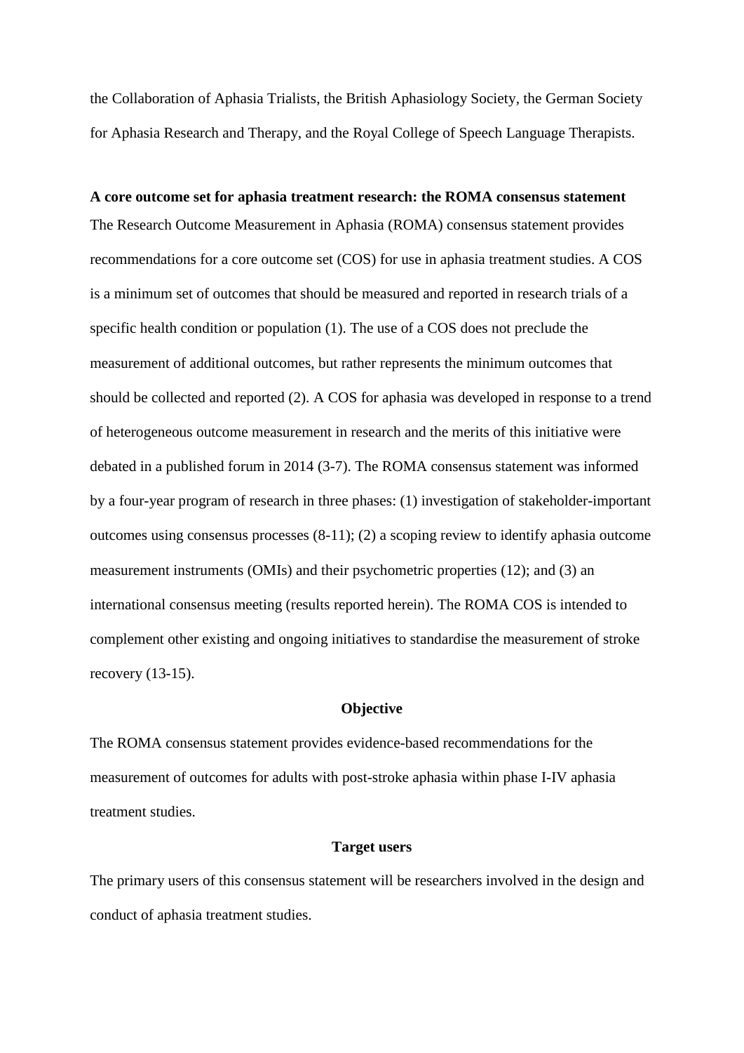the Collaboration of Aphasia Trialists, the British Aphasiology Society, the German Society for Aphasia Research and Therapy, and the Royal College of Speech Language Therapists.

**A core outcome set for aphasia treatment research: the ROMA consensus statement**

The Research Outcome Measurement in Aphasia (ROMA) consensus statement provides recommendations for a core outcome set (COS) for use in aphasia treatment studies. A COS is a minimum set of outcomes that should be measured and reported in research trials of a specific health condition or population (1). The use of a COS does not preclude the measurement of additional outcomes, but rather represents the minimum outcomes that should be collected and reported (2). A COS for aphasia was developed in response to a trend of heterogeneous outcome measurement in research and the merits of this initiative were debated in a published forum in 2014 (3-7). The ROMA consensus statement was informed by a four-year program of research in three phases: (1) investigation of stakeholder-important outcomes using consensus processes (8-11); (2) a scoping review to identify aphasia outcome measurement instruments (OMIs) and their psychometric properties (12); and (3) an international consensus meeting (results reported herein). The ROMA COS is intended to complement other existing and ongoing initiatives to standardise the measurement of stroke recovery (13-15).

## Objective

The ROMA consensus statement provides evidence-based recommendations for the measurement of outcomes for adults with post-stroke aphasia within phase I-IV aphasia treatment studies.

## Target users

The primary users of this consensus statement will be researchers involved in the design and conduct of aphasia treatment studies.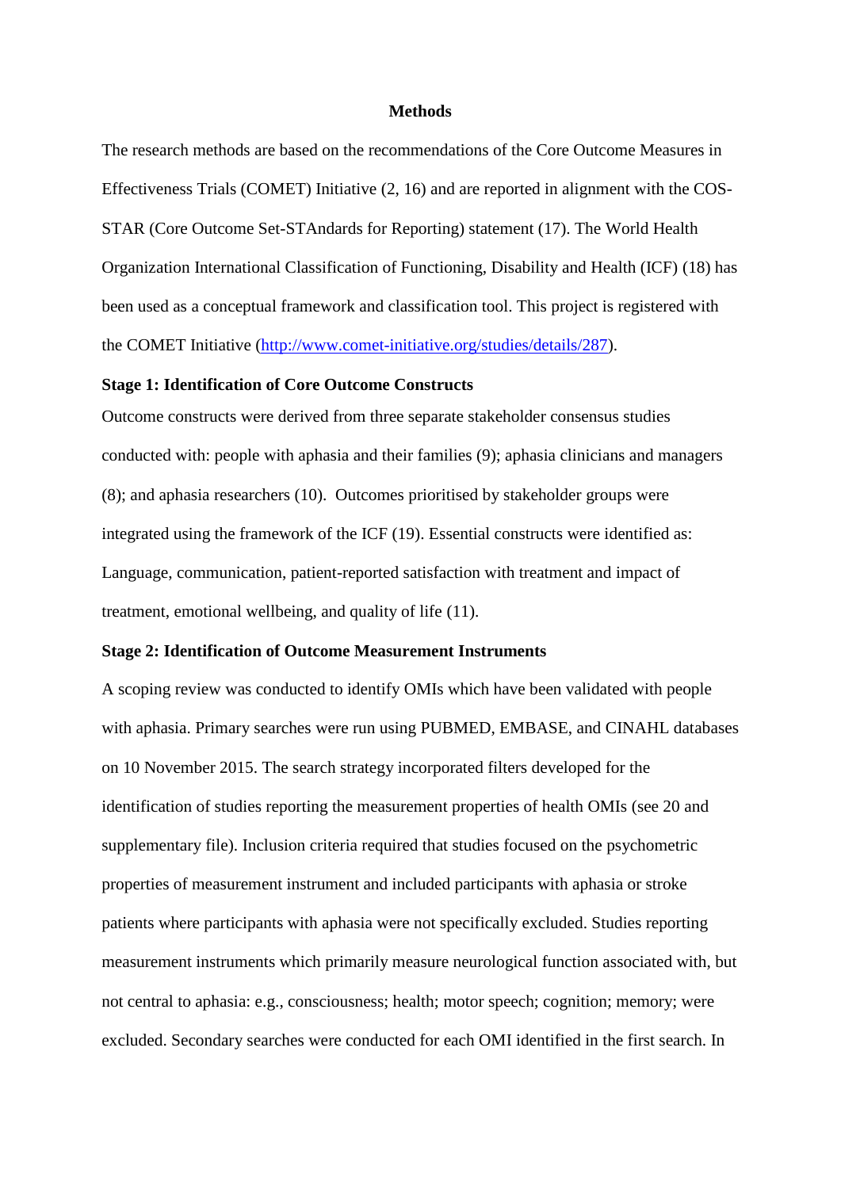## Methods

The research methods are based on the recommendations of the Core Outcome Measures in Effectiveness Trials (COMET) Initiative (2, 16) and are reported in alignment with the COS-STAR (Core Outcome Set-STAndards for Reporting) statement (17). The World Health Organization International Classification of Functioning, Disability and Health (ICF) (18) has been used as a conceptual framework and classification tool. This project is registered with the COMET Initiative (http://www.comet-initiative.org/studies/details/287).

### Stage 1: Identification of Core Outcome Constructs

Outcome constructs were derived from three separate stakeholder consensus studies conducted with: people with aphasia and their families (9); aphasia clinicians and managers (8); and aphasia researchers (10). Outcomes prioritised by stakeholder groups were integrated using the framework of the ICF (19). Essential constructs were identified as: Language, communication, patient-reported satisfaction with treatment and impact of treatment, emotional wellbeing, and quality of life (11).

### Stage 2: Identification of Outcome Measurement Instruments

A scoping review was conducted to identify OMIs which have been validated with people with aphasia. Primary searches were run using PUBMED, EMBASE, and CINAHL databases on 10 November 2015. The search strategy incorporated filters developed for the identification of studies reporting the measurement properties of health OMIs (see 20 and supplementary file). Inclusion criteria required that studies focused on the psychometric properties of measurement instrument and included participants with aphasia or stroke patients where participants with aphasia were not specifically excluded. Studies reporting measurement instruments which primarily measure neurological function associated with, but not central to aphasia: e.g., consciousness; health; motor speech; cognition; memory; were excluded. Secondary searches were conducted for each OMI identified in the first search. In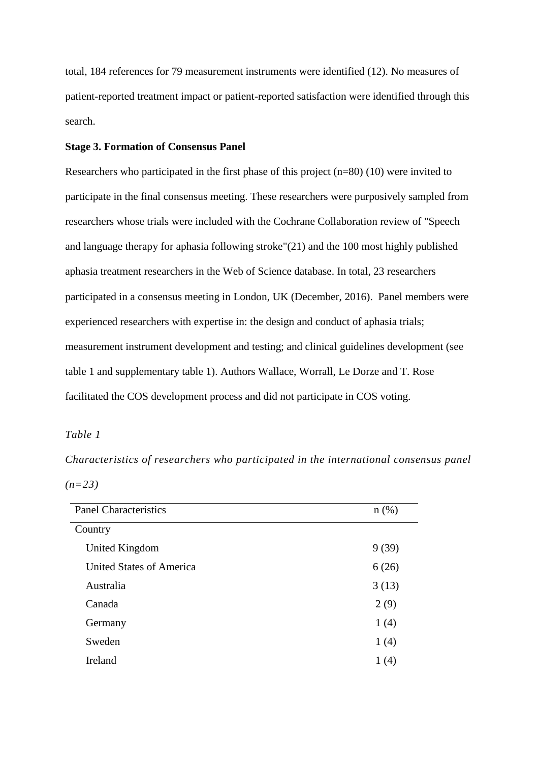total, 184 references for 79 measurement instruments were identified (12). No measures of patient-reported treatment impact or patient-reported satisfaction were identified through this search.

**Stage 3. Formation of Consensus Panel**

Researchers who participated in the first phase of this project (n=80) (10) were invited to participate in the final consensus meeting. These researchers were purposively sampled from researchers whose trials were included with the Cochrane Collaboration review of "Speech and language therapy for aphasia following stroke"(21) and the 100 most highly published aphasia treatment researchers in the Web of Science database. In total, 23 researchers participated in a consensus meeting in London, UK (December, 2016). Panel members were experienced researchers with expertise in: the design and conduct of aphasia trials; measurement instrument development and testing; and clinical guidelines development (see table 1 and supplementary table 1). Authors Wallace, Worrall, Le Dorze and T. Rose facilitated the COS development process and did not participate in COS voting.

*Table 1*

*Characteristics of researchers who participated in the international consensus panel (n=23)*

| Panel Characteristics | n (%) |
|---|---|
| Country | |
| United Kingdom | 9 (39) |
| United States of America | 6 (26) |
| Australia | 3 (13) |
| Canada | 2 (9) |
| Germany | 1 (4) |
| Sweden | 1 (4) |
| Ireland | 1 (4) |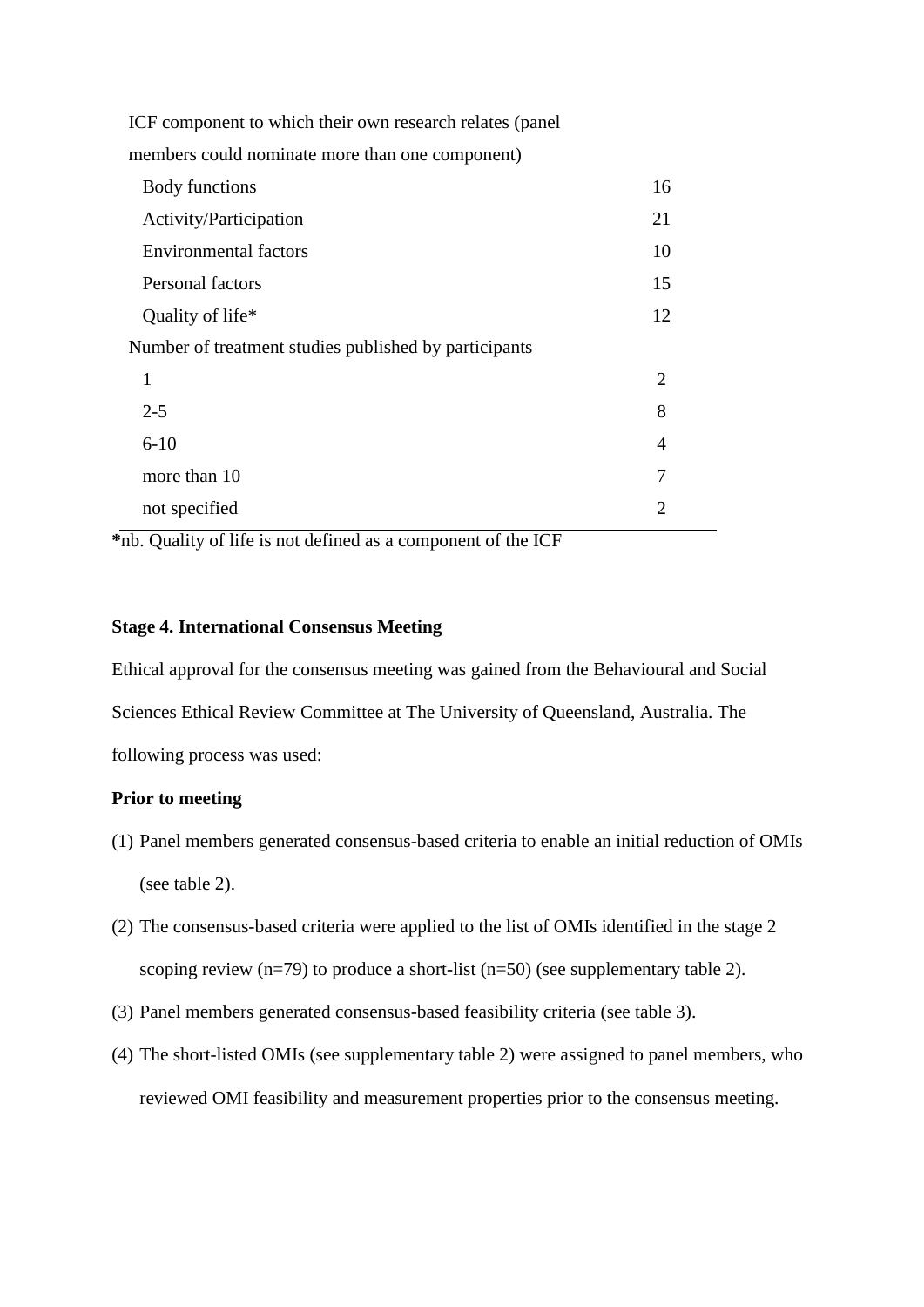| | |
|---|---|
| ICF component to which their own research relates (panel members could nominate more than one component) | |
| Body functions | 16 |
| Activity/Participation | 21 |
| Environmental factors | 10 |
| Personal factors | 15 |
| Quality of life* | 12 |
| Number of treatment studies published by participants | |
| 1 | 2 |
| 2-5 | 8 |
| 6-10 | 4 |
| more than 10 | 7 |
| not specified | 2 |

*nb. Quality of life is not defined as a component of the ICF

**Stage 4. International Consensus Meeting**

Ethical approval for the consensus meeting was gained from the Behavioural and Social Sciences Ethical Review Committee at The University of Queensland, Australia. The following process was used:

**Prior to meeting**

(1) Panel members generated consensus-based criteria to enable an initial reduction of OMIs (see table 2).

(2) The consensus-based criteria were applied to the list of OMIs identified in the stage 2 scoping review (n=79) to produce a short-list (n=50) (see supplementary table 2).

(3) Panel members generated consensus-based feasibility criteria (see table 3).

(4) The short-listed OMIs (see supplementary table 2) were assigned to panel members, who reviewed OMI feasibility and measurement properties prior to the consensus meeting.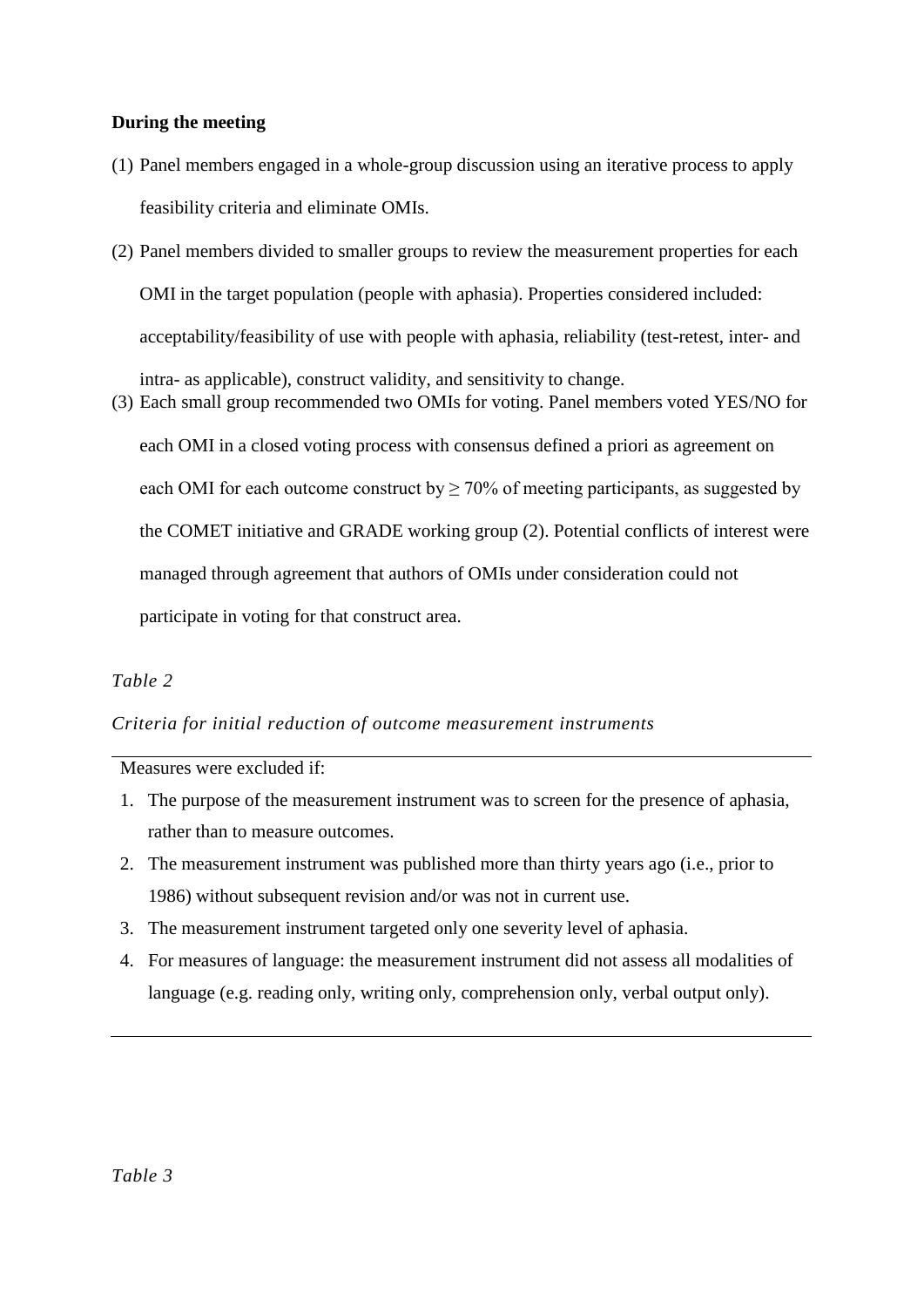**During the meeting**

(1) Panel members engaged in a whole-group discussion using an iterative process to apply feasibility criteria and eliminate OMIs.

(2) Panel members divided to smaller groups to review the measurement properties for each OMI in the target population (people with aphasia). Properties considered included: acceptability/feasibility of use with people with aphasia, reliability (test-retest, inter- and intra- as applicable), construct validity, and sensitivity to change.

(3) Each small group recommended two OMIs for voting. Panel members voted YES/NO for each OMI in a closed voting process with consensus defined a priori as agreement on each OMI for each outcome construct by ≥ 70% of meeting participants, as suggested by the COMET initiative and GRADE working group (2). Potential conflicts of interest were managed through agreement that authors of OMIs under consideration could not participate in voting for that construct area.

*Table 2*

*Criteria for initial reduction of outcome measurement instruments*

| Measures were excluded if: |
|---|
| 1. The purpose of the measurement instrument was to screen for the presence of aphasia, rather than to measure outcomes. |
| 2. The measurement instrument was published more than thirty years ago (i.e., prior to 1986) without subsequent revision and/or was not in current use. |
| 3. The measurement instrument targeted only one severity level of aphasia. |
| 4. For measures of language: the measurement instrument did not assess all modalities of language (e.g. reading only, writing only, comprehension only, verbal output only). |

*Table 3*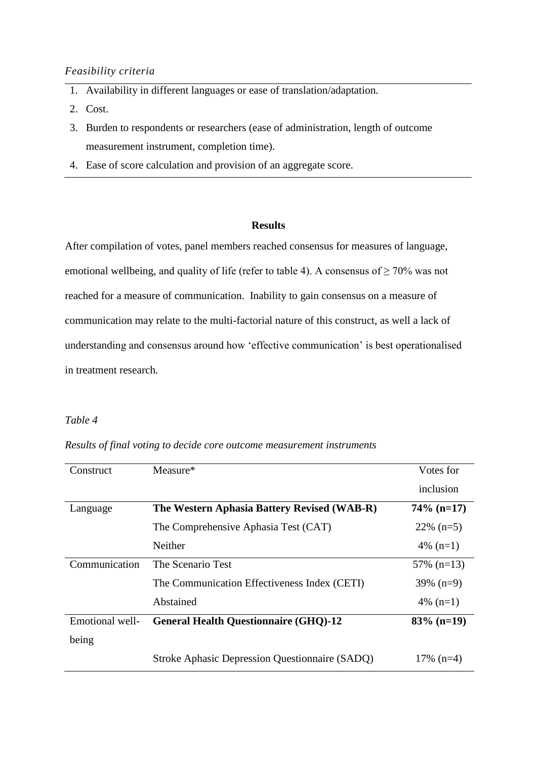*Feasibility criteria*

1. Availability in different languages or ease of translation/adaptation.
2. Cost.
3. Burden to respondents or researchers (ease of administration, length of outcome measurement instrument, completion time).
4. Ease of score calculation and provision of an aggregate score.

## Results

After compilation of votes, panel members reached consensus for measures of language, emotional wellbeing, and quality of life (refer to table 4). A consensus of ≥ 70% was not reached for a measure of communication. Inability to gain consensus on a measure of communication may relate to the multi-factorial nature of this construct, as well a lack of understanding and consensus around how 'effective communication' is best operationalised in treatment research.

*Table 4*

*Results of final voting to decide core outcome measurement instruments*

| Construct | Measure* | Votes for inclusion |
|---|---|---|
| Language | **The Western Aphasia Battery Revised (WAB-R)** | **74% (n=17)** |
| | The Comprehensive Aphasia Test (CAT) | 22% (n=5) |
| | Neither | 4% (n=1) |
| Communication | The Scenario Test | 57% (n=13) |
| | The Communication Effectiveness Index (CETI) | 39% (n=9) |
| | Abstained | 4% (n=1) |
| Emotional well-being | **General Health Questionnaire (GHQ)-12** | **83% (n=19)** |
| | Stroke Aphasic Depression Questionnaire (SADQ) | 17% (n=4) |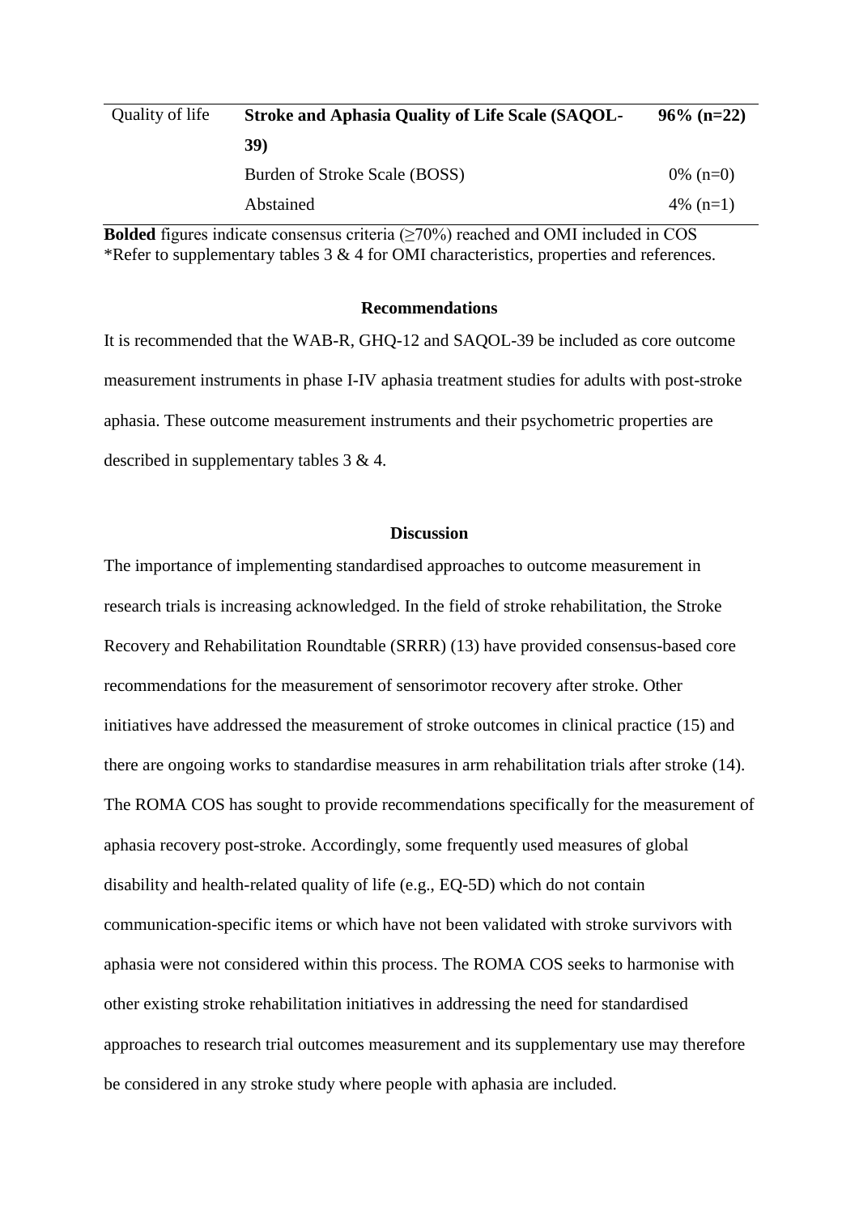| | | |
|---|---|---|
| Quality of life | **Stroke and Aphasia Quality of Life Scale (SAQOL-39)** | **96% (n=22)** |
| | Burden of Stroke Scale (BOSS) | 0% (n=0) |
| | Abstained | 4% (n=1) |

**Bolded** figures indicate consensus criteria (≥70%) reached and OMI included in COS
*Refer to supplementary tables 3 & 4 for OMI characteristics, properties and references.

## Recommendations

It is recommended that the WAB-R, GHQ-12 and SAQOL-39 be included as core outcome measurement instruments in phase I-IV aphasia treatment studies for adults with post-stroke aphasia. These outcome measurement instruments and their psychometric properties are described in supplementary tables 3 & 4.

## Discussion

The importance of implementing standardised approaches to outcome measurement in research trials is increasing acknowledged. In the field of stroke rehabilitation, the Stroke Recovery and Rehabilitation Roundtable (SRRR) (13) have provided consensus-based core recommendations for the measurement of sensorimotor recovery after stroke. Other initiatives have addressed the measurement of stroke outcomes in clinical practice (15) and there are ongoing works to standardise measures in arm rehabilitation trials after stroke (14). The ROMA COS has sought to provide recommendations specifically for the measurement of aphasia recovery post-stroke. Accordingly, some frequently used measures of global disability and health-related quality of life (e.g., EQ-5D) which do not contain communication-specific items or which have not been validated with stroke survivors with aphasia were not considered within this process. The ROMA COS seeks to harmonise with other existing stroke rehabilitation initiatives in addressing the need for standardised approaches to research trial outcomes measurement and its supplementary use may therefore be considered in any stroke study where people with aphasia are included.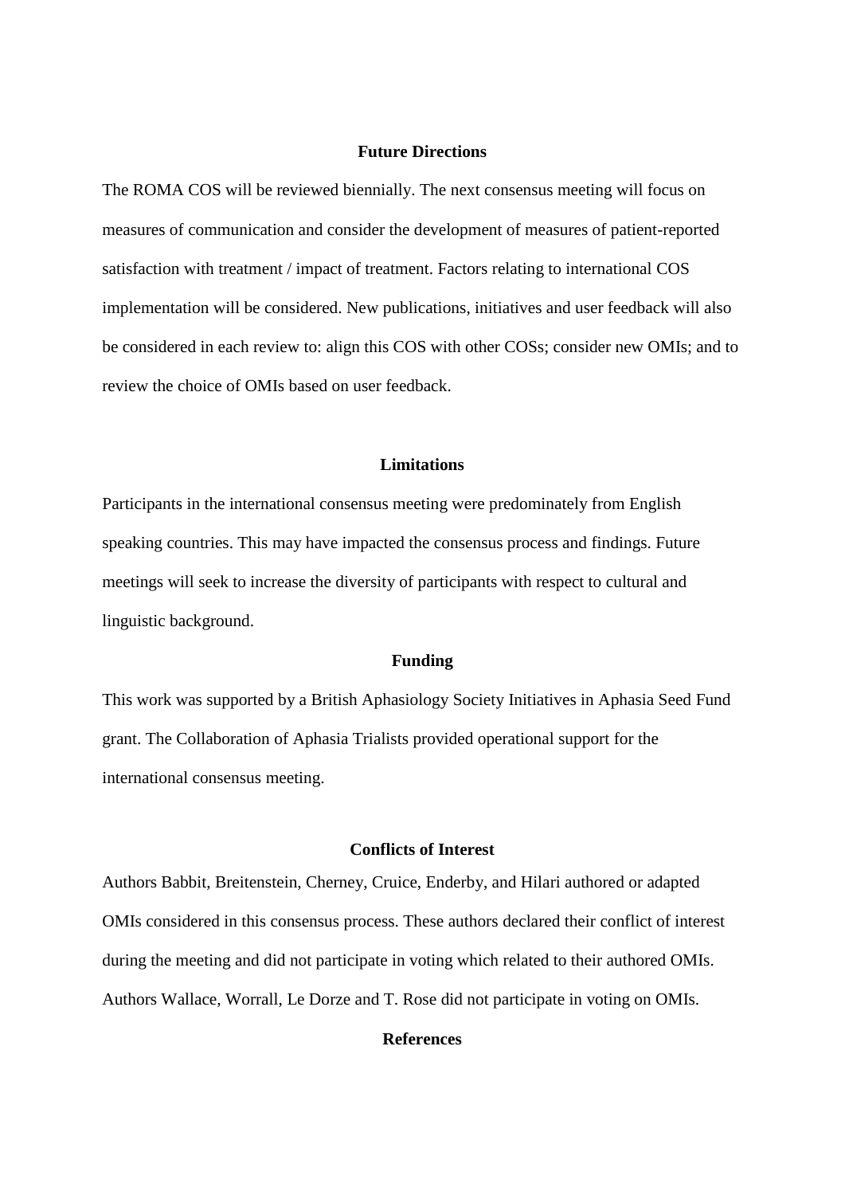## Future Directions

The ROMA COS will be reviewed biennially. The next consensus meeting will focus on measures of communication and consider the development of measures of patient-reported satisfaction with treatment / impact of treatment. Factors relating to international COS implementation will be considered. New publications, initiatives and user feedback will also be considered in each review to: align this COS with other COSs; consider new OMIs; and to review the choice of OMIs based on user feedback.

## Limitations

Participants in the international consensus meeting were predominately from English speaking countries. This may have impacted the consensus process and findings. Future meetings will seek to increase the diversity of participants with respect to cultural and linguistic background.

## Funding

This work was supported by a British Aphasiology Society Initiatives in Aphasia Seed Fund grant. The Collaboration of Aphasia Trialists provided operational support for the international consensus meeting.

## Conflicts of Interest

Authors Babbit, Breitenstein, Cherney, Cruice, Enderby, and Hilari authored or adapted OMIs considered in this consensus process. These authors declared their conflict of interest during the meeting and did not participate in voting which related to their authored OMIs. Authors Wallace, Worrall, Le Dorze and T. Rose did not participate in voting on OMIs.

## References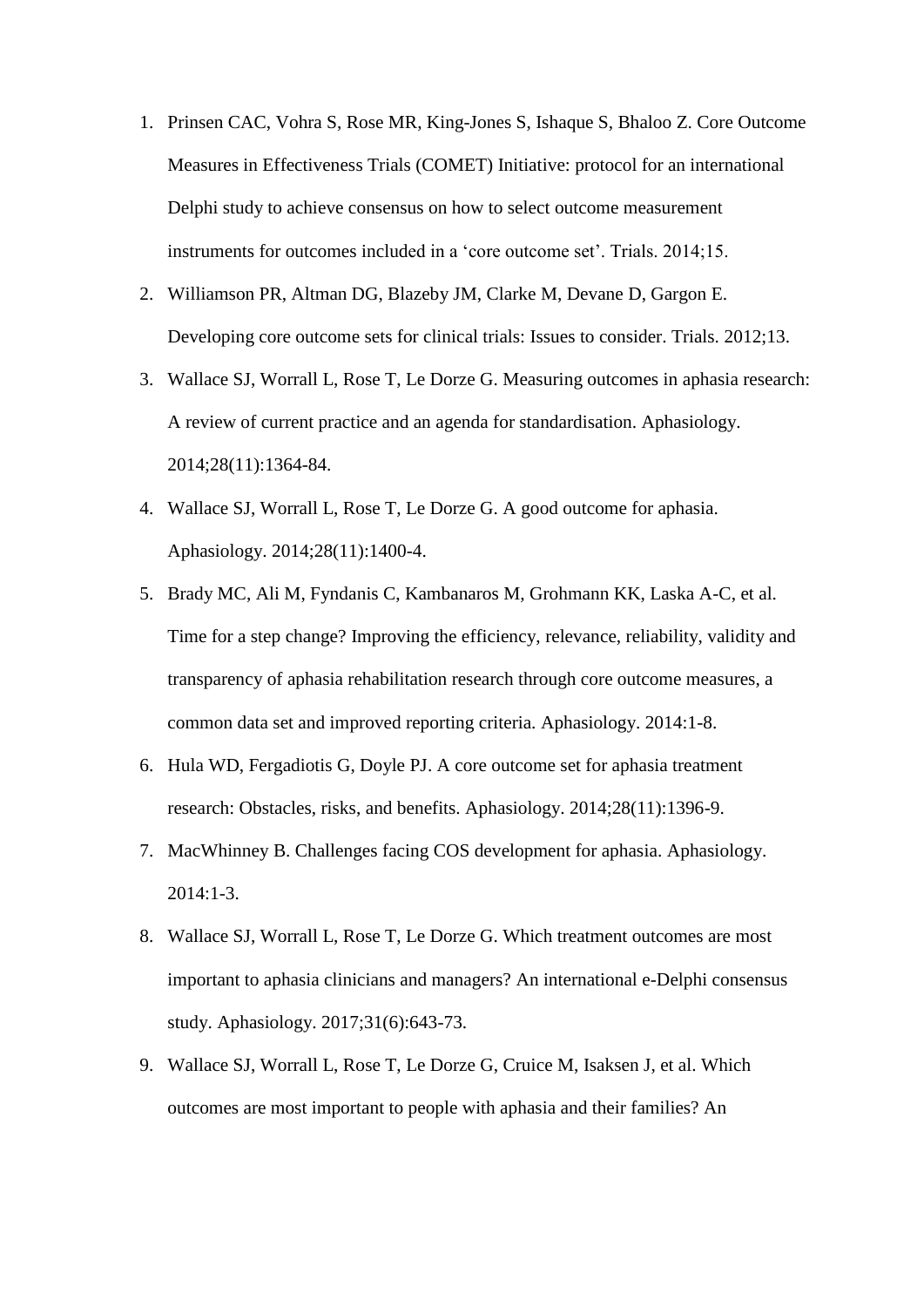1. Prinsen CAC, Vohra S, Rose MR, King-Jones S, Ishaque S, Bhaloo Z. Core Outcome Measures in Effectiveness Trials (COMET) Initiative: protocol for an international Delphi study to achieve consensus on how to select outcome measurement instruments for outcomes included in a 'core outcome set'. Trials. 2014;15.
2. Williamson PR, Altman DG, Blazeby JM, Clarke M, Devane D, Gargon E. Developing core outcome sets for clinical trials: Issues to consider. Trials. 2012;13.
3. Wallace SJ, Worrall L, Rose T, Le Dorze G. Measuring outcomes in aphasia research: A review of current practice and an agenda for standardisation. Aphasiology. 2014;28(11):1364-84.
4. Wallace SJ, Worrall L, Rose T, Le Dorze G. A good outcome for aphasia. Aphasiology. 2014;28(11):1400-4.
5. Brady MC, Ali M, Fyndanis C, Kambanaros M, Grohmann KK, Laska A-C, et al. Time for a step change? Improving the efficiency, relevance, reliability, validity and transparency of aphasia rehabilitation research through core outcome measures, a common data set and improved reporting criteria. Aphasiology. 2014:1-8.
6. Hula WD, Fergadiotis G, Doyle PJ. A core outcome set for aphasia treatment research: Obstacles, risks, and benefits. Aphasiology. 2014;28(11):1396-9.
7. MacWhinney B. Challenges facing COS development for aphasia. Aphasiology. 2014:1-3.
8. Wallace SJ, Worrall L, Rose T, Le Dorze G. Which treatment outcomes are most important to aphasia clinicians and managers? An international e-Delphi consensus study. Aphasiology. 2017;31(6):643-73.
9. Wallace SJ, Worrall L, Rose T, Le Dorze G, Cruice M, Isaksen J, et al. Which outcomes are most important to people with aphasia and their families? An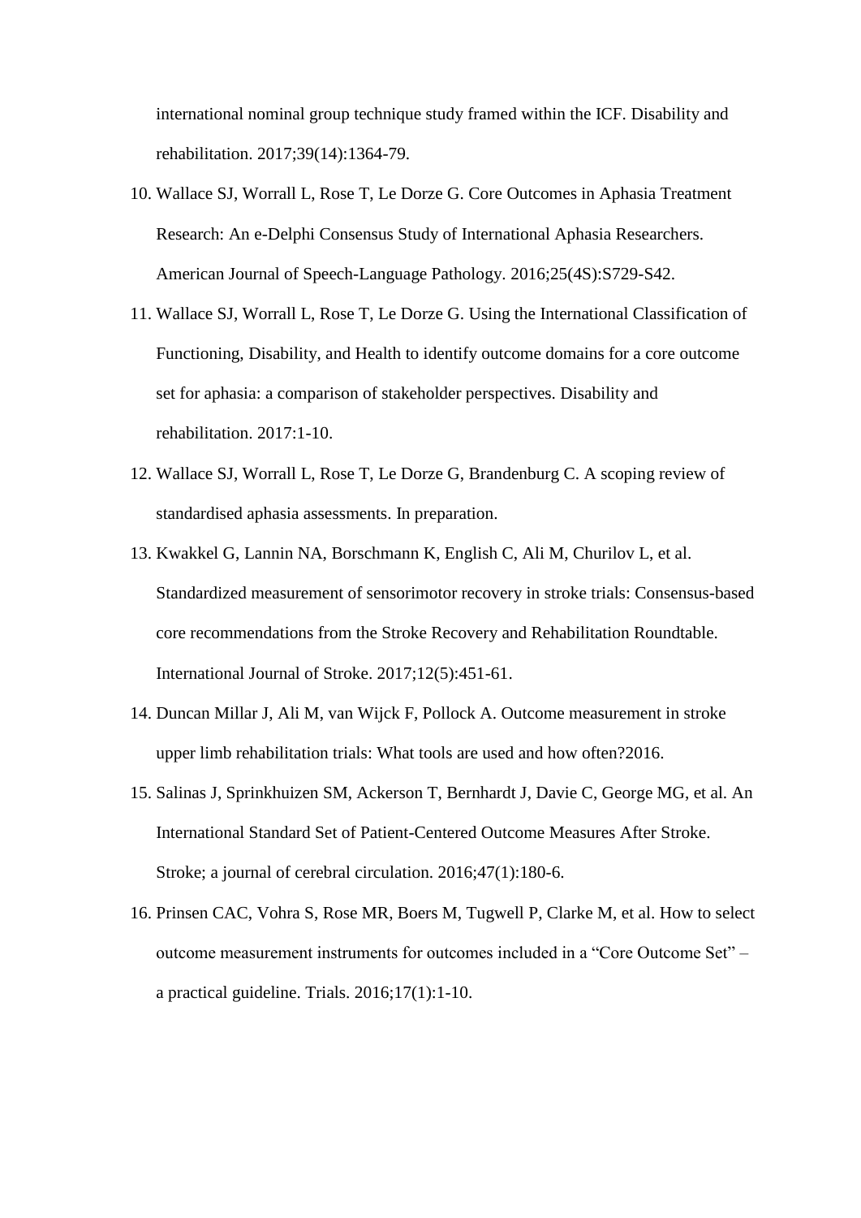international nominal group technique study framed within the ICF. Disability and rehabilitation. 2017;39(14):1364-79.

10. Wallace SJ, Worrall L, Rose T, Le Dorze G. Core Outcomes in Aphasia Treatment Research: An e-Delphi Consensus Study of International Aphasia Researchers. American Journal of Speech-Language Pathology. 2016;25(4S):S729-S42.
11. Wallace SJ, Worrall L, Rose T, Le Dorze G. Using the International Classification of Functioning, Disability, and Health to identify outcome domains for a core outcome set for aphasia: a comparison of stakeholder perspectives. Disability and rehabilitation. 2017:1-10.
12. Wallace SJ, Worrall L, Rose T, Le Dorze G, Brandenburg C. A scoping review of standardised aphasia assessments. In preparation.
13. Kwakkel G, Lannin NA, Borschmann K, English C, Ali M, Churilov L, et al. Standardized measurement of sensorimotor recovery in stroke trials: Consensus-based core recommendations from the Stroke Recovery and Rehabilitation Roundtable. International Journal of Stroke. 2017;12(5):451-61.
14. Duncan Millar J, Ali M, van Wijck F, Pollock A. Outcome measurement in stroke upper limb rehabilitation trials: What tools are used and how often?2016.
15. Salinas J, Sprinkhuizen SM, Ackerson T, Bernhardt J, Davie C, George MG, et al. An International Standard Set of Patient-Centered Outcome Measures After Stroke. Stroke; a journal of cerebral circulation. 2016;47(1):180-6.
16. Prinsen CAC, Vohra S, Rose MR, Boers M, Tugwell P, Clarke M, et al. How to select outcome measurement instruments for outcomes included in a "Core Outcome Set" – a practical guideline. Trials. 2016;17(1):1-10.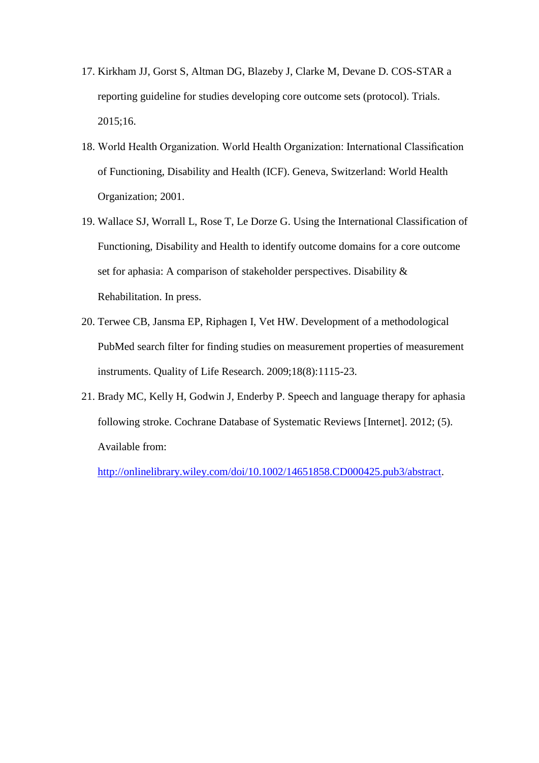17. Kirkham JJ, Gorst S, Altman DG, Blazeby J, Clarke M, Devane D. COS-STAR a reporting guideline for studies developing core outcome sets (protocol). Trials. 2015;16.
18. World Health Organization. World Health Organization: International Classification of Functioning, Disability and Health (ICF). Geneva, Switzerland: World Health Organization; 2001.
19. Wallace SJ, Worrall L, Rose T, Le Dorze G. Using the International Classification of Functioning, Disability and Health to identify outcome domains for a core outcome set for aphasia: A comparison of stakeholder perspectives. Disability & Rehabilitation. In press.
20. Terwee CB, Jansma EP, Riphagen I, Vet HW. Development of a methodological PubMed search filter for finding studies on measurement properties of measurement instruments. Quality of Life Research. 2009;18(8):1115-23.
21. Brady MC, Kelly H, Godwin J, Enderby P. Speech and language therapy for aphasia following stroke. Cochrane Database of Systematic Reviews [Internet]. 2012; (5). Available from: http://onlinelibrary.wiley.com/doi/10.1002/14651858.CD000425.pub3/abstract.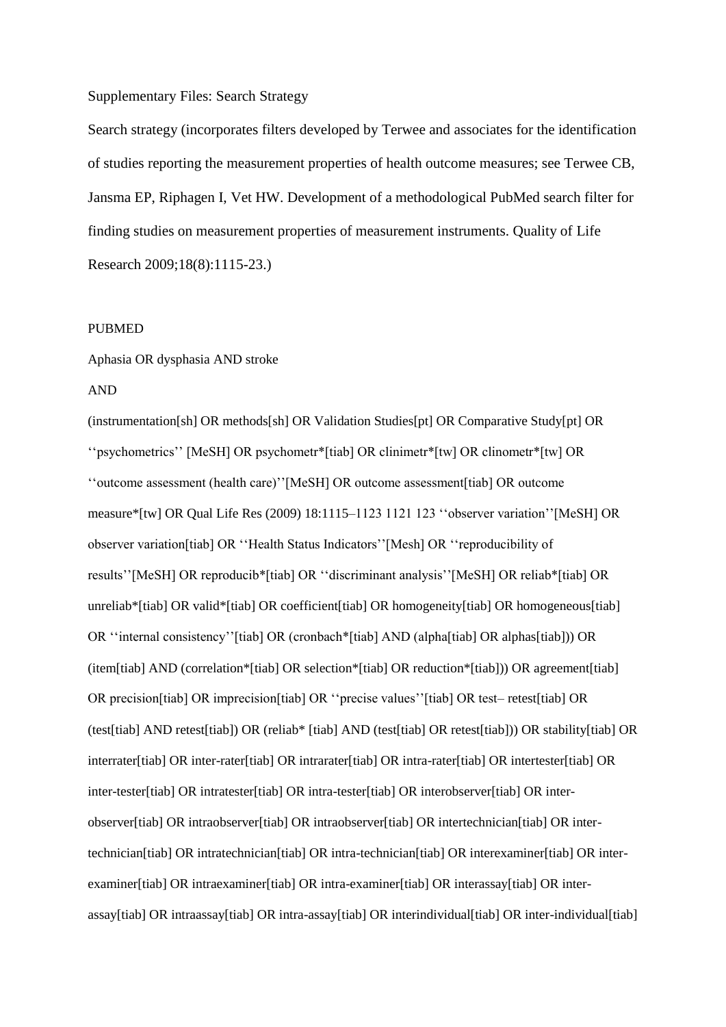Supplementary Files: Search Strategy

Search strategy (incorporates filters developed by Terwee and associates for the identification of studies reporting the measurement properties of health outcome measures; see Terwee CB, Jansma EP, Riphagen I, Vet HW. Development of a methodological PubMed search filter for finding studies on measurement properties of measurement instruments. Quality of Life Research 2009;18(8):1115-23.)

PUBMED

Aphasia OR dysphasia AND stroke

AND

(instrumentation[sh] OR methods[sh] OR Validation Studies[pt] OR Comparative Study[pt] OR ''psychometrics'' [MeSH] OR psychometr*[tiab] OR clinimetr*[tw] OR clinometr*[tw] OR ''outcome assessment (health care)''[MeSH] OR outcome assessment[tiab] OR outcome measure*[tw] OR Qual Life Res (2009) 18:1115–1123 1121 123 ''observer variation''[MeSH] OR observer variation[tiab] OR ''Health Status Indicators''[Mesh] OR ''reproducibility of results''[MeSH] OR reproducib*[tiab] OR ''discriminant analysis''[MeSH] OR reliab*[tiab] OR unreliab*[tiab] OR valid*[tiab] OR coefficient[tiab] OR homogeneity[tiab] OR homogeneous[tiab] OR ''internal consistency''[tiab] OR (cronbach*[tiab] AND (alpha[tiab] OR alphas[tiab])) OR (item[tiab] AND (correlation*[tiab] OR selection*[tiab] OR reduction*[tiab])) OR agreement[tiab] OR precision[tiab] OR imprecision[tiab] OR ''precise values''[tiab] OR test– retest[tiab] OR (test[tiab] AND retest[tiab]) OR (reliab* [tiab] AND (test[tiab] OR retest[tiab])) OR stability[tiab] OR interrater[tiab] OR inter-rater[tiab] OR intrarater[tiab] OR intra-rater[tiab] OR intertester[tiab] OR inter-tester[tiab] OR intratester[tiab] OR intra-tester[tiab] OR interobserver[tiab] OR inter-observer[tiab] OR intraobserver[tiab] OR intraobserver[tiab] OR intertechnician[tiab] OR inter-technician[tiab] OR intratechnician[tiab] OR intra-technician[tiab] OR interexaminer[tiab] OR inter-examiner[tiab] OR intraexaminer[tiab] OR intra-examiner[tiab] OR interassay[tiab] OR inter-assay[tiab] OR intraassay[tiab] OR intra-assay[tiab] OR interindividual[tiab] OR inter-individual[tiab]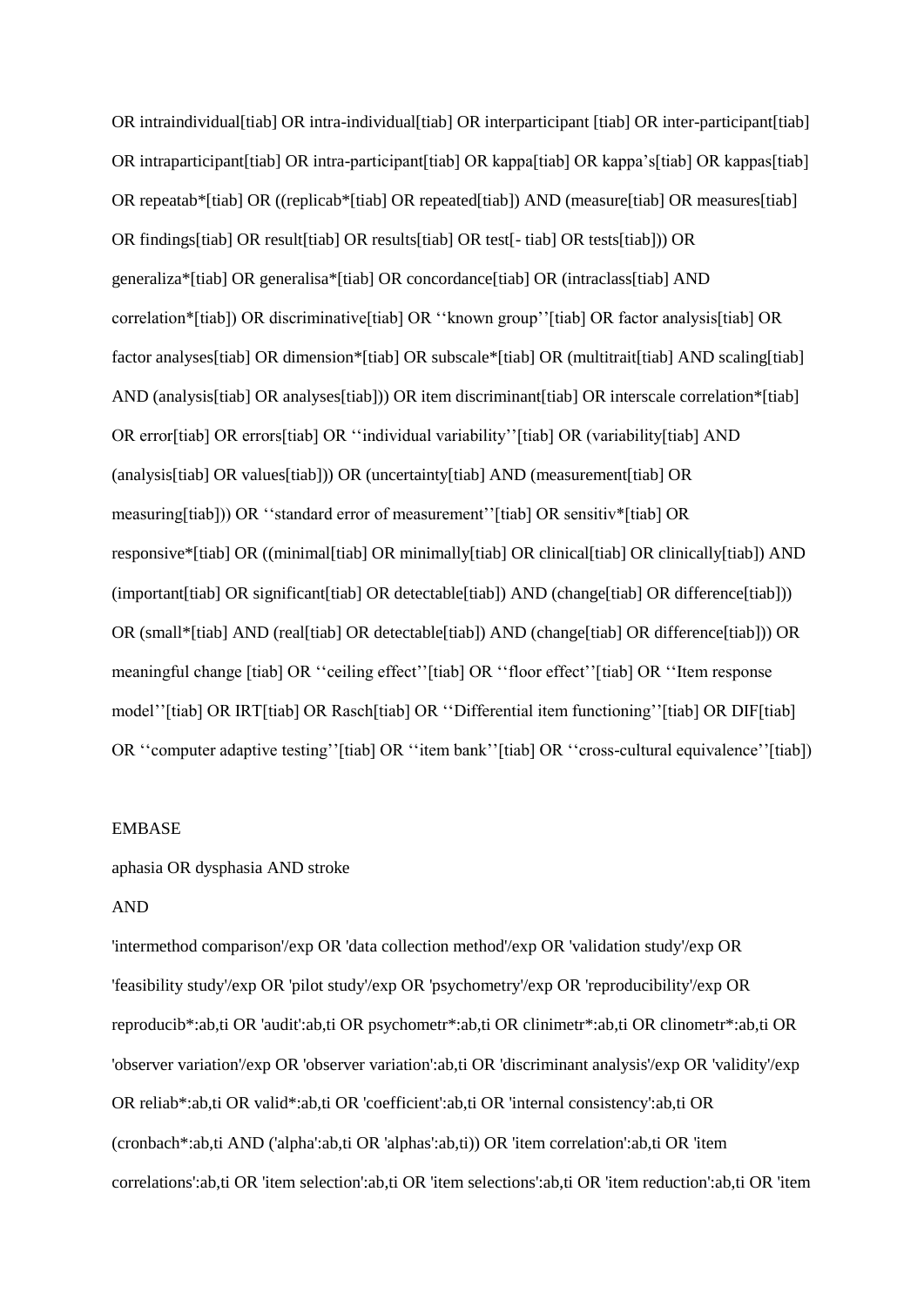OR intraindividual[tiab] OR intra-individual[tiab] OR interparticipant [tiab] OR inter-participant[tiab] OR intraparticipant[tiab] OR intra-participant[tiab] OR kappa[tiab] OR kappa's[tiab] OR kappas[tiab] OR repeatab*[tiab] OR ((replicab*[tiab] OR repeated[tiab]) AND (measure[tiab] OR measures[tiab] OR findings[tiab] OR result[tiab] OR results[tiab] OR test[- tiab] OR tests[tiab])) OR generaliza*[tiab] OR generalisa*[tiab] OR concordance[tiab] OR (intraclass[tiab] AND correlation*[tiab]) OR discriminative[tiab] OR ''known group''[tiab] OR factor analysis[tiab] OR factor analyses[tiab] OR dimension*[tiab] OR subscale*[tiab] OR (multitrait[tiab] AND scaling[tiab] AND (analysis[tiab] OR analyses[tiab])) OR item discriminant[tiab] OR interscale correlation*[tiab] OR error[tiab] OR errors[tiab] OR ''individual variability''[tiab] OR (variability[tiab] AND (analysis[tiab] OR values[tiab])) OR (uncertainty[tiab] AND (measurement[tiab] OR measuring[tiab])) OR ''standard error of measurement''[tiab] OR sensitiv*[tiab] OR responsive*[tiab] OR ((minimal[tiab] OR minimally[tiab] OR clinical[tiab] OR clinically[tiab]) AND (important[tiab] OR significant[tiab] OR detectable[tiab]) AND (change[tiab] OR difference[tiab])) OR (small*[tiab] AND (real[tiab] OR detectable[tiab]) AND (change[tiab] OR difference[tiab])) OR meaningful change [tiab] OR ''ceiling effect''[tiab] OR ''floor effect''[tiab] OR ''Item response model''[tiab] OR IRT[tiab] OR Rasch[tiab] OR ''Differential item functioning''[tiab] OR DIF[tiab] OR ''computer adaptive testing''[tiab] OR ''item bank''[tiab] OR ''cross-cultural equivalence''[tiab])

EMBASE

aphasia OR dysphasia AND stroke

AND

'intermethod comparison'/exp OR 'data collection method'/exp OR 'validation study'/exp OR 'feasibility study'/exp OR 'pilot study'/exp OR 'psychometry'/exp OR 'reproducibility'/exp OR reproducib*:ab,ti OR 'audit':ab,ti OR psychometr*:ab,ti OR clinimetr*:ab,ti OR clinometr*:ab,ti OR 'observer variation'/exp OR 'observer variation':ab,ti OR 'discriminant analysis'/exp OR 'validity'/exp OR reliab*:ab,ti OR valid*:ab,ti OR 'coefficient':ab,ti OR 'internal consistency':ab,ti OR (cronbach*:ab,ti AND ('alpha':ab,ti OR 'alphas':ab,ti)) OR 'item correlation':ab,ti OR 'item correlations':ab,ti OR 'item selection':ab,ti OR 'item selections':ab,ti OR 'item reduction':ab,ti OR 'item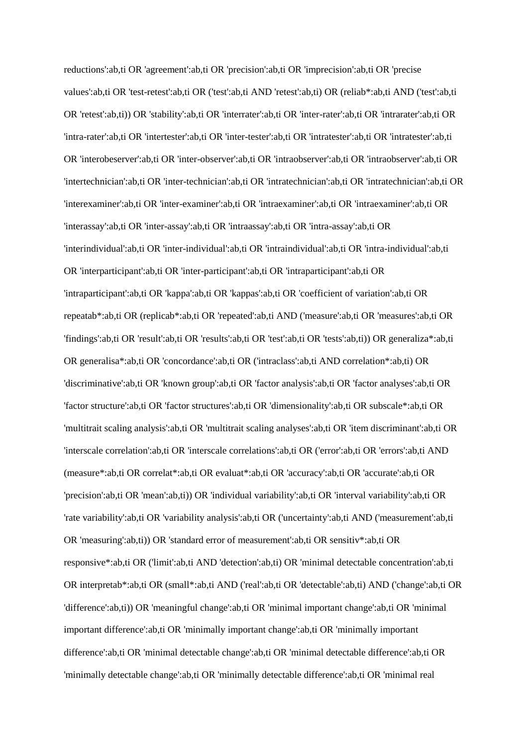reductions':ab,ti OR 'agreement':ab,ti OR 'precision':ab,ti OR 'imprecision':ab,ti OR 'precise values':ab,ti OR 'test-retest':ab,ti OR ('test':ab,ti AND 'retest':ab,ti) OR (reliab*:ab,ti AND ('test':ab,ti OR 'retest':ab,ti)) OR 'stability':ab,ti OR 'interrater':ab,ti OR 'inter-rater':ab,ti OR 'intrarater':ab,ti OR 'intra-rater':ab,ti OR 'intertester':ab,ti OR 'inter-tester':ab,ti OR 'intratester':ab,ti OR 'intratester':ab,ti OR 'interobeserver':ab,ti OR 'inter-observer':ab,ti OR 'intraobserver':ab,ti OR 'intraobserver':ab,ti OR 'intertechnician':ab,ti OR 'inter-technician':ab,ti OR 'intratechnician':ab,ti OR 'intratechnician':ab,ti OR 'interexaminer':ab,ti OR 'inter-examiner':ab,ti OR 'intraexaminer':ab,ti OR 'intraexaminer':ab,ti OR 'interassay':ab,ti OR 'inter-assay':ab,ti OR 'intraassay':ab,ti OR 'intra-assay':ab,ti OR 'interindividual':ab,ti OR 'inter-individual':ab,ti OR 'intraindividual':ab,ti OR 'intra-individual':ab,ti OR 'interparticipant':ab,ti OR 'inter-participant':ab,ti OR 'intraparticipant':ab,ti OR 'intraparticipant':ab,ti OR 'kappa':ab,ti OR 'kappas':ab,ti OR 'coefficient of variation':ab,ti OR repeatab*:ab,ti OR (replicab*:ab,ti OR 'repeated':ab,ti AND ('measure':ab,ti OR 'measures':ab,ti OR 'findings':ab,ti OR 'result':ab,ti OR 'results':ab,ti OR 'test':ab,ti OR 'tests':ab,ti)) OR generaliza*:ab,ti OR generalisa*:ab,ti OR 'concordance':ab,ti OR ('intraclass':ab,ti AND correlation*:ab,ti) OR 'discriminative':ab,ti OR 'known group':ab,ti OR 'factor analysis':ab,ti OR 'factor analyses':ab,ti OR 'factor structure':ab,ti OR 'factor structures':ab,ti OR 'dimensionality':ab,ti OR subscale*:ab,ti OR 'multitrait scaling analysis':ab,ti OR 'multitrait scaling analyses':ab,ti OR 'item discriminant':ab,ti OR 'interscale correlation':ab,ti OR 'interscale correlations':ab,ti OR ('error':ab,ti OR 'errors':ab,ti AND (measure*:ab,ti OR correlat*:ab,ti OR evaluat*:ab,ti OR 'accuracy':ab,ti OR 'accurate':ab,ti OR 'precision':ab,ti OR 'mean':ab,ti)) OR 'individual variability':ab,ti OR 'interval variability':ab,ti OR 'rate variability':ab,ti OR 'variability analysis':ab,ti OR ('uncertainty':ab,ti AND ('measurement':ab,ti OR 'measuring':ab,ti)) OR 'standard error of measurement':ab,ti OR sensitiv*:ab,ti OR responsive*:ab,ti OR ('limit':ab,ti AND 'detection':ab,ti) OR 'minimal detectable concentration':ab,ti OR interpretab*:ab,ti OR (small*:ab,ti AND ('real':ab,ti OR 'detectable':ab,ti) AND ('change':ab,ti OR 'difference':ab,ti)) OR 'meaningful change':ab,ti OR 'minimal important change':ab,ti OR 'minimal important difference':ab,ti OR 'minimally important change':ab,ti OR 'minimally important difference':ab,ti OR 'minimal detectable change':ab,ti OR 'minimal detectable difference':ab,ti OR 'minimally detectable change':ab,ti OR 'minimally detectable difference':ab,ti OR 'minimal real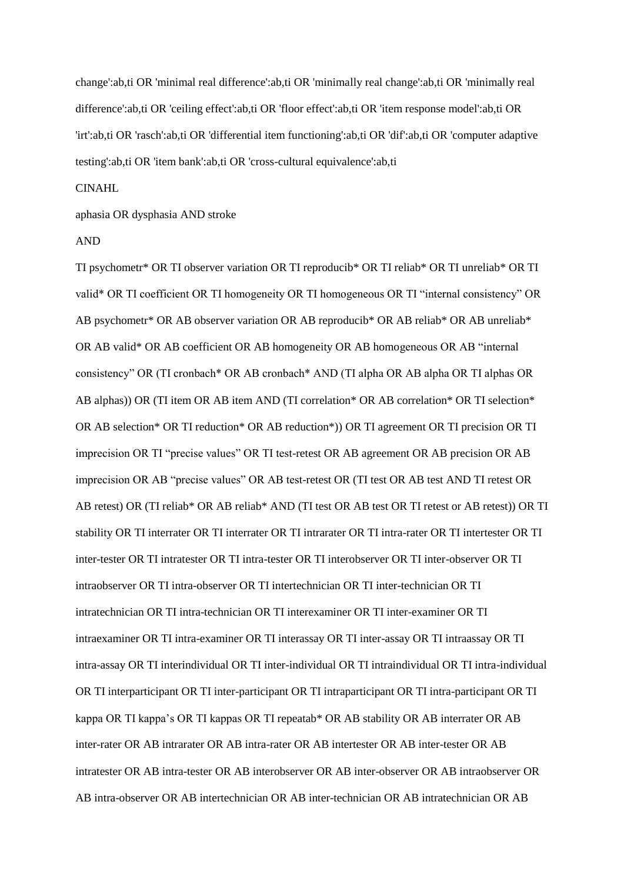change':ab,ti OR 'minimal real difference':ab,ti OR 'minimally real change':ab,ti OR 'minimally real difference':ab,ti OR 'ceiling effect':ab,ti OR 'floor effect':ab,ti OR 'item response model':ab,ti OR 'irt':ab,ti OR 'rasch':ab,ti OR 'differential item functioning':ab,ti OR 'dif':ab,ti OR 'computer adaptive testing':ab,ti OR 'item bank':ab,ti OR 'cross-cultural equivalence':ab,ti

CINAHL

aphasia OR dysphasia AND stroke

AND

TI psychometr* OR TI observer variation OR TI reproducib* OR TI reliab* OR TI unreliab* OR TI valid* OR TI coefficient OR TI homogeneity OR TI homogeneous OR TI "internal consistency" OR AB psychometr* OR AB observer variation OR AB reproducib* OR AB reliab* OR AB unreliab* OR AB valid* OR AB coefficient OR AB homogeneity OR AB homogeneous OR AB "internal consistency" OR (TI cronbach* OR AB cronbach* AND (TI alpha OR AB alpha OR TI alphas OR AB alphas)) OR (TI item OR AB item AND (TI correlation* OR AB correlation* OR TI selection* OR AB selection* OR TI reduction* OR AB reduction*)) OR TI agreement OR TI precision OR TI imprecision OR TI "precise values" OR TI test-retest OR AB agreement OR AB precision OR AB imprecision OR AB "precise values" OR AB test-retest OR (TI test OR AB test AND TI retest OR AB retest) OR (TI reliab* OR AB reliab* AND (TI test OR AB test OR TI retest or AB retest)) OR TI stability OR TI interrater OR TI interrater OR TI intrarater OR TI intra-rater OR TI intertester OR TI inter-tester OR TI intratester OR TI intra-tester OR TI interobserver OR TI inter-observer OR TI intraobserver OR TI intra-observer OR TI intertechnician OR TI inter-technician OR TI intratechnician OR TI intra-technician OR TI interexaminer OR TI inter-examiner OR TI intraexaminer OR TI intra-examiner OR TI interassay OR TI inter-assay OR TI intraassay OR TI intra-assay OR TI interindividual OR TI inter-individual OR TI intraindividual OR TI intra-individual OR TI interparticipant OR TI inter-participant OR TI intraparticipant OR TI intra-participant OR TI kappa OR TI kappa's OR TI kappas OR TI repeatab* OR AB stability OR AB interrater OR AB inter-rater OR AB intrarater OR AB intra-rater OR AB intertester OR AB inter-tester OR AB intratester OR AB intra-tester OR AB interobserver OR AB inter-observer OR AB intraobserver OR AB intra-observer OR AB intertechnician OR AB inter-technician OR AB intratechnician OR AB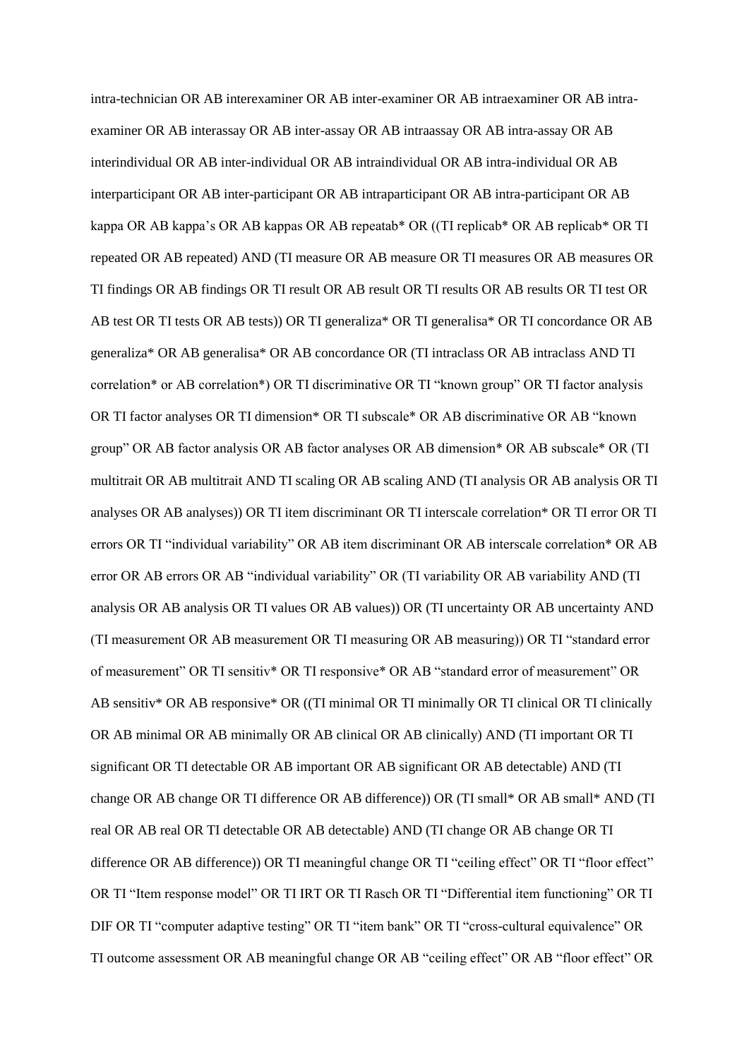intra-technician OR AB interexaminer OR AB inter-examiner OR AB intraexaminer OR AB intra-examiner OR AB interassay OR AB inter-assay OR AB intraassay OR AB intra-assay OR AB interindividual OR AB inter-individual OR AB intraindividual OR AB intra-individual OR AB interparticipant OR AB inter-participant OR AB intraparticipant OR AB intra-participant OR AB kappa OR AB kappa's OR AB kappas OR AB repeatab* OR ((TI replicab* OR AB replicab* OR TI repeated OR AB repeated) AND (TI measure OR AB measure OR TI measures OR AB measures OR TI findings OR AB findings OR TI result OR AB result OR TI results OR AB results OR TI test OR AB test OR TI tests OR AB tests)) OR TI generaliza* OR TI generalisa* OR TI concordance OR AB generaliza* OR AB generalisa* OR AB concordance OR (TI intraclass OR AB intraclass AND TI correlation* or AB correlation*) OR TI discriminative OR TI "known group" OR TI factor analysis OR TI factor analyses OR TI dimension* OR TI subscale* OR AB discriminative OR AB "known group" OR AB factor analysis OR AB factor analyses OR AB dimension* OR AB subscale* OR (TI multitrait OR AB multitrait AND TI scaling OR AB scaling AND (TI analysis OR AB analysis OR TI analyses OR AB analyses)) OR TI item discriminant OR TI interscale correlation* OR TI error OR TI errors OR TI "individual variability" OR AB item discriminant OR AB interscale correlation* OR AB error OR AB errors OR AB "individual variability" OR (TI variability OR AB variability AND (TI analysis OR AB analysis OR TI values OR AB values)) OR (TI uncertainty OR AB uncertainty AND (TI measurement OR AB measurement OR TI measuring OR AB measuring)) OR TI "standard error of measurement" OR TI sensitiv* OR TI responsive* OR AB "standard error of measurement" OR AB sensitiv* OR AB responsive* OR ((TI minimal OR TI minimally OR TI clinical OR TI clinically OR AB minimal OR AB minimally OR AB clinical OR AB clinically) AND (TI important OR TI significant OR TI detectable OR AB important OR AB significant OR AB detectable) AND (TI change OR AB change OR TI difference OR AB difference)) OR (TI small* OR AB small* AND (TI real OR AB real OR TI detectable OR AB detectable) AND (TI change OR AB change OR TI difference OR AB difference)) OR TI meaningful change OR TI "ceiling effect" OR TI "floor effect" OR TI "Item response model" OR TI IRT OR TI Rasch OR TI "Differential item functioning" OR TI DIF OR TI "computer adaptive testing" OR TI "item bank" OR TI "cross-cultural equivalence" OR TI outcome assessment OR AB meaningful change OR AB "ceiling effect" OR AB "floor effect" OR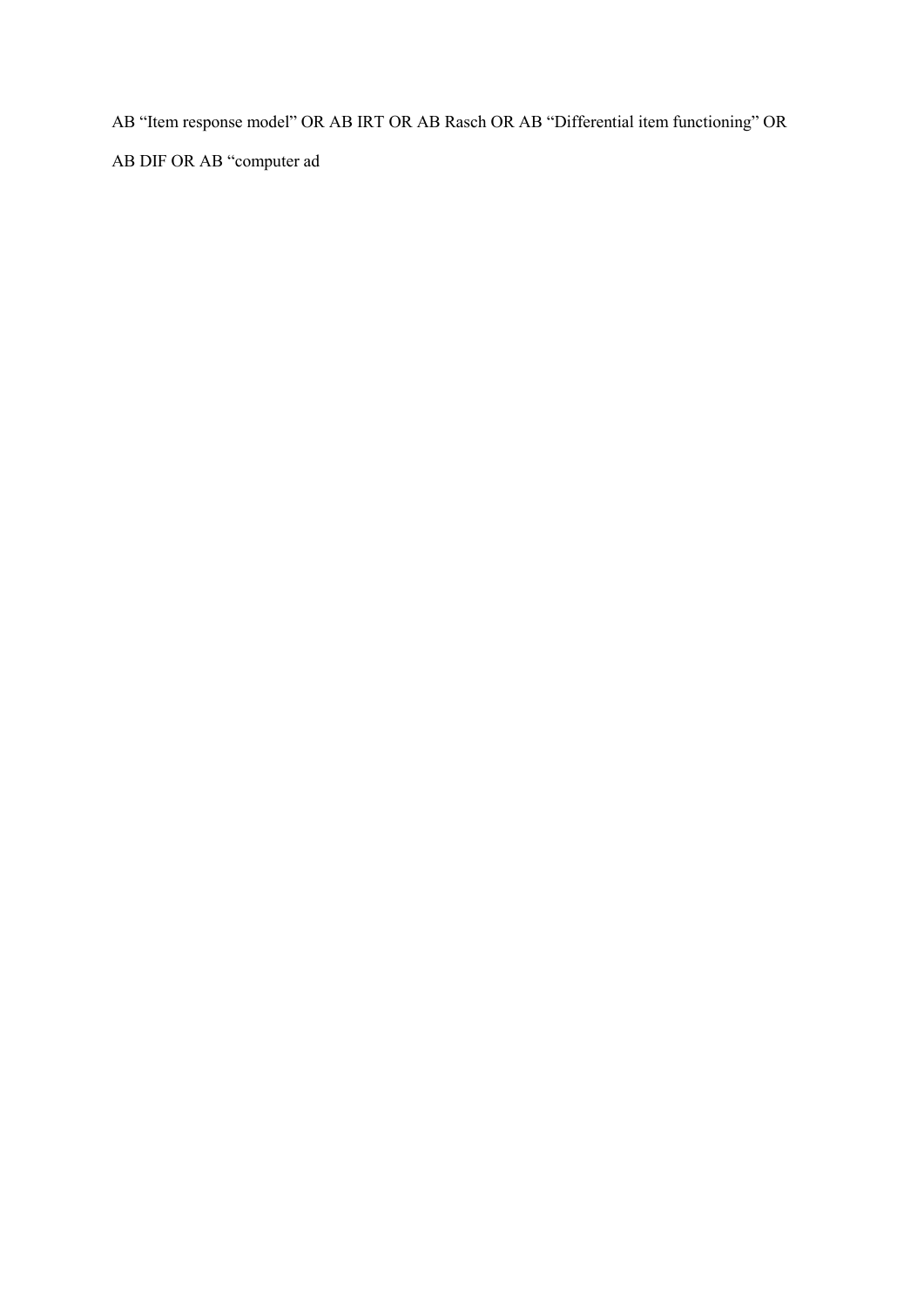AB “Item response model” OR AB IRT OR AB Rasch OR AB “Differential item functioning” OR AB DIF OR AB “computer ad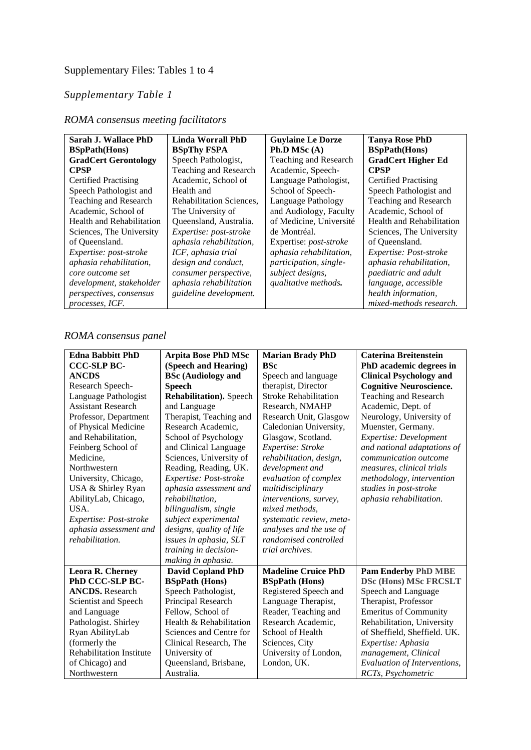Supplementary Files: Tables 1 to 4

*Supplementary Table 1*

*ROMA consensus meeting facilitators*

| **Sarah J. Wallace PhD BSpPath(Hons) GradCert Gerontology CPSP** Certified Practising Speech Pathologist and Teaching and Research Academic, School of Health and Rehabilitation Sciences, The University of Queensland. *Expertise: post-stroke aphasia rehabilitation, core outcome set development, stakeholder perspectives, consensus processes, ICF.* | **Linda Worrall PhD BSpThy FSPA** Speech Pathologist, Teaching and Research Academic, School of Health and Rehabilitation Sciences, The University of Queensland, Australia. *Expertise: post-stroke aphasia rehabilitation, ICF, aphasia trial design and conduct, consumer perspective, aphasia rehabilitation guideline development.* | **Guylaine Le Dorze Ph.D MSc (A)** Teaching and Research Academic, Speech-Language Pathologist, School of Speech-Language Pathology and Audiology, Faculty of Medicine, Université de Montréal. Expertise: *post-stroke aphasia rehabilitation, participation, single-subject designs, qualitative methods.* | **Tanya Rose PhD BSpPath(Hons) GradCert Higher Ed CPSP** Certified Practising Speech Pathologist and Teaching and Research Academic, School of Health and Rehabilitation Sciences, The University of Queensland. *Expertise: Post-stroke aphasia rehabilitation, paediatric and adult language, accessible health information, mixed-methods research.* |
|---|---|---|---|

*ROMA consensus panel*

| **Edna Babbitt PhD CCC-SLP BC-ANCDS** Research Speech-Language Pathologist Assistant Research Professor, Department of Physical Medicine and Rehabilitation, Feinberg School of Medicine, Northwestern University, Chicago, USA & Shirley Ryan AbilityLab, Chicago, USA. *Expertise: Post-stroke aphasia assessment and rehabilitation.* | **Arpita Bose PhD MSc (Speech and Hearing) BSc (Audiology and Speech Rehabilitation).** Speech and Language Therapist, Teaching and Research Academic, School of Psychology and Clinical Language Sciences, University of Reading, Reading, UK. *Expertise: Post-stroke aphasia assessment and rehabilitation, bilingualism, single subject experimental designs, quality of life issues in aphasia, SLT training in decision-making in aphasia.* | **Marian Brady PhD BSc** Speech and language therapist, Director Stroke Rehabilitation Research, NMAHP Research Unit, Glasgow Caledonian University, Glasgow, Scotland. *Expertise: Stroke rehabilitation, design, development and evaluation of complex multidisciplinary interventions, survey, mixed methods, systematic review, meta-analyses and the use of randomised controlled trial archives.* | **Caterina Breitenstein PhD academic degrees in Clinical Psychology and Cognitive Neuroscience.** Teaching and Research Academic, Dept. of Neurology, University of Muenster, Germany. *Expertise: Development and national adaptations of communication outcome measures, clinical trials methodology, intervention studies in post-stroke aphasia rehabilitation.* |
|---|---|---|---|
| **Leora R. Cherney PhD CCC-SLP BC-ANCDS.** Research Scientist and Speech and Language Pathologist. Shirley Ryan AbilityLab (formerly the Rehabilitation Institute of Chicago) and Northwestern | **David Copland PhD BSpPath (Hons)** Speech Pathologist, Principal Research Fellow, School of Health & Rehabilitation Sciences and Centre for Clinical Research, The University of Queensland, Brisbane, Australia. | **Madeline Cruice PhD BSpPath (Hons)** Registered Speech and Language Therapist, Reader, Teaching and Research Academic, School of Health Sciences, City University of London, London, UK. | **Pam Enderby PhD MBE DSc (Hons) MSc FRCSLT** Speech and Language Therapist, Professor Emeritus of Community Rehabilitation, University of Sheffield, Sheffield. UK. *Expertise: Aphasia management, Clinical Evaluation of Interventions, RCTs, Psychometric* |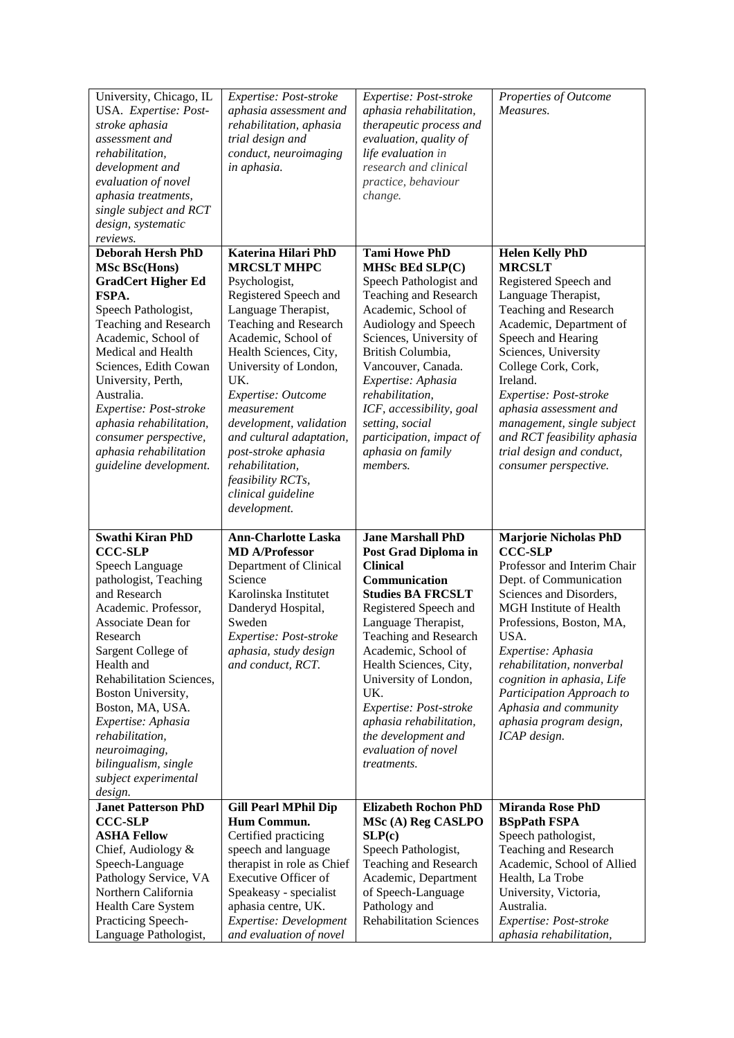| | | | |
|---|---|---|---|
| University, Chicago, IL USA. *Expertise: Post-stroke aphasia assessment and rehabilitation, development and evaluation of novel aphasia treatments, single subject and RCT design, systematic reviews.* | *Expertise: Post-stroke aphasia assessment and rehabilitation, aphasia trial design and conduct, neuroimaging in aphasia.* | *Expertise: Post-stroke aphasia rehabilitation, therapeutic process and evaluation, quality of life evaluation in research and clinical practice, behaviour change.* | *Properties of Outcome Measures.* |
| **Deborah Hersh PhD MSc BSc(Hons) GradCert Higher Ed FSPA.** Speech Pathologist, Teaching and Research Academic, School of Medical and Health Sciences, Edith Cowan University, Perth, Australia. *Expertise: Post-stroke aphasia rehabilitation, consumer perspective, aphasia rehabilitation guideline development.* | **Katerina Hilari PhD MRCSLT MHPC** Psychologist, Registered Speech and Language Therapist, Teaching and Research Academic, School of Health Sciences, City, University of London, UK. *Expertise: Outcome measurement development, validation and cultural adaptation, post-stroke aphasia rehabilitation, feasibility RCTs, clinical guideline development.* | **Tami Howe PhD MHSc BEd SLP(C)** Speech Pathologist and Teaching and Research Academic, School of Audiology and Speech Sciences, University of British Columbia, Vancouver, Canada. *Expertise: Aphasia rehabilitation, ICF, accessibility, goal setting, social participation, impact of aphasia on family members.* | **Helen Kelly PhD MRCSLT** Registered Speech and Language Therapist, Teaching and Research Academic, Department of Speech and Hearing Sciences, University College Cork, Cork, Ireland. *Expertise: Post-stroke aphasia assessment and management, single subject and RCT feasibility aphasia trial design and conduct, consumer perspective.* |
| **Swathi Kiran PhD CCC-SLP** Speech Language pathologist, Teaching and Research Academic. Professor, Associate Dean for Research Sargent College of Health and Rehabilitation Sciences, Boston University, Boston, MA, USA. *Expertise: Aphasia rehabilitation, neuroimaging, bilingualism, single subject experimental design.* | **Ann-Charlotte Laska MD A/Professor** Department of Clinical Science Karolinska Institutet Danderyd Hospital, Sweden *Expertise: Post-stroke aphasia, study design and conduct, RCT.* | **Jane Marshall PhD Post Grad Diploma in Clinical Communication Studies BA FRCSLT** Registered Speech and Language Therapist, Teaching and Research Academic, School of Health Sciences, City, University of London, UK. *Expertise: Post-stroke aphasia rehabilitation, the development and evaluation of novel treatments.* | **Marjorie Nicholas PhD CCC-SLP** Professor and Interim Chair Dept. of Communication Sciences and Disorders, MGH Institute of Health Professions, Boston, MA, USA. *Expertise: Aphasia rehabilitation, nonverbal cognition in aphasia, Life Participation Approach to Aphasia and community aphasia program design, ICAP design.* |
| **Janet Patterson PhD CCC-SLP ASHA Fellow** Chief, Audiology & Speech-Language Pathology Service, VA Northern California Health Care System Practicing Speech-Language Pathologist, | **Gill Pearl MPhil Dip Hum Commun.** Certified practicing speech and language therapist in role as Chief Executive Officer of Speakeasy - specialist aphasia centre, UK. *Expertise: Development and evaluation of novel* | **Elizabeth Rochon PhD MSc (A) Reg CASLPO SLP(c)** Speech Pathologist, Teaching and Research Academic, Department of Speech-Language Pathology and Rehabilitation Sciences | **Miranda Rose PhD BSpPath FSPA** Speech pathologist, Teaching and Research Academic, School of Allied Health, La Trobe University, Victoria, Australia. *Expertise: Post-stroke aphasia rehabilitation,* |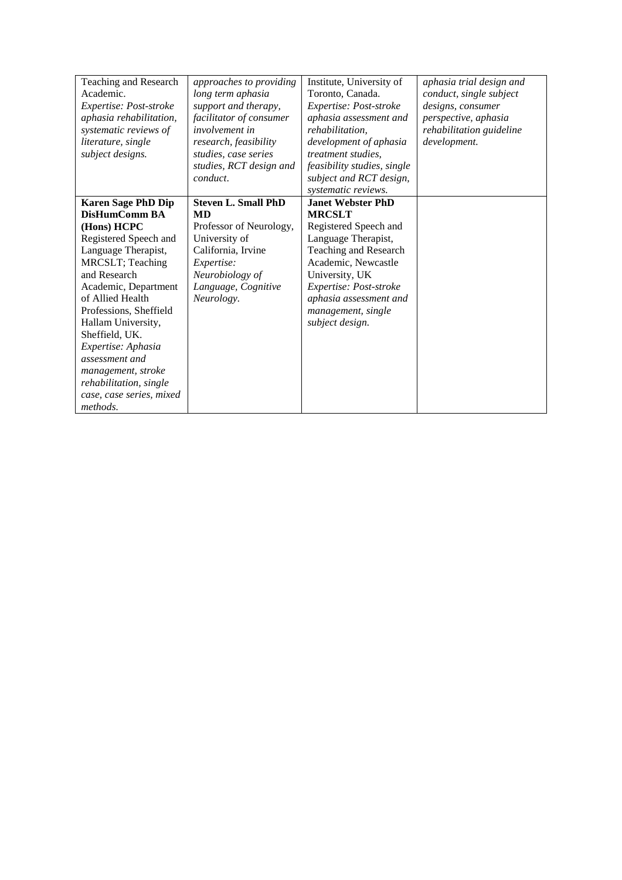| Teaching and Research Academic. *Expertise: Post-stroke aphasia rehabilitation, systematic reviews of literature, single subject designs.* | *approaches to providing long term aphasia support and therapy, facilitator of consumer involvement in research, feasibility studies, case series studies, RCT design and conduct.* | Institute, University of Toronto, Canada. *Expertise: Post-stroke aphasia assessment and rehabilitation, development of aphasia treatment studies, feasibility studies, single subject and RCT design, systematic reviews.* | *aphasia trial design and conduct, single subject designs, consumer perspective, aphasia rehabilitation guideline development.* |
|---|---|---|---|
| **Karen Sage PhD Dip DisHumComm BA (Hons) HCPC** Registered Speech and Language Therapist, MRCSLT; Teaching and Research Academic, Department of Allied Health Professions, Sheffield Hallam University, Sheffield, UK. *Expertise: Aphasia assessment and management, stroke rehabilitation, single case, case series, mixed methods.* | **Steven L. Small PhD MD** Professor of Neurology, University of California, Irvine *Expertise: Neurobiology of Language, Cognitive Neurology.* | **Janet Webster PhD MRCSLT** Registered Speech and Language Therapist, Teaching and Research Academic, Newcastle University, UK *Expertise: Post-stroke aphasia assessment and management, single subject design.* | |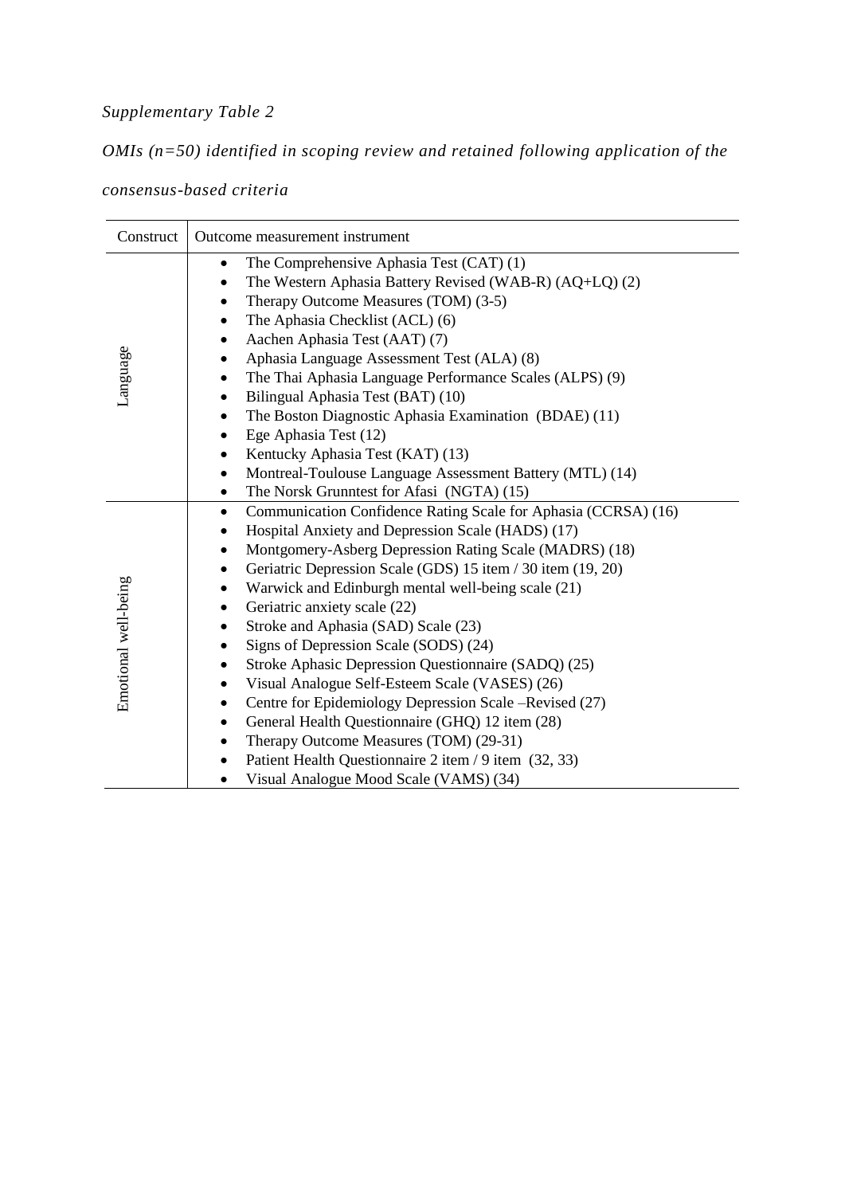*Supplementary Table 2*

*OMIs (n=50) identified in scoping review and retained following application of the consensus-based criteria*

| Construct | Outcome measurement instrument |
|---|---|
| Language | • The Comprehensive Aphasia Test (CAT) (1)<br>• The Western Aphasia Battery Revised (WAB-R) (AQ+LQ) (2)<br>• Therapy Outcome Measures (TOM) (3-5)<br>• The Aphasia Checklist (ACL) (6)<br>• Aachen Aphasia Test (AAT) (7)<br>• Aphasia Language Assessment Test (ALA) (8)<br>• The Thai Aphasia Language Performance Scales (ALPS) (9)<br>• Bilingual Aphasia Test (BAT) (10)<br>• The Boston Diagnostic Aphasia Examination (BDAE) (11)<br>• Ege Aphasia Test (12)<br>• Kentucky Aphasia Test (KAT) (13)<br>• Montreal-Toulouse Language Assessment Battery (MTL) (14)<br>• The Norsk Grunntest for Afasi (NGTA) (15) |
| Emotional well-being | • Communication Confidence Rating Scale for Aphasia (CCRSA) (16)<br>• Hospital Anxiety and Depression Scale (HADS) (17)<br>• Montgomery-Asberg Depression Rating Scale (MADRS) (18)<br>• Geriatric Depression Scale (GDS) 15 item / 30 item (19, 20)<br>• Warwick and Edinburgh mental well-being scale (21)<br>• Geriatric anxiety scale (22)<br>• Stroke and Aphasia (SAD) Scale (23)<br>• Signs of Depression Scale (SODS) (24)<br>• Stroke Aphasic Depression Questionnaire (SADQ) (25)<br>• Visual Analogue Self-Esteem Scale (VASES) (26)<br>• Centre for Epidemiology Depression Scale –Revised (27)<br>• General Health Questionnaire (GHQ) 12 item (28)<br>• Therapy Outcome Measures (TOM) (29-31)<br>• Patient Health Questionnaire 2 item / 9 item (32, 33)<br>• Visual Analogue Mood Scale (VAMS) (34) |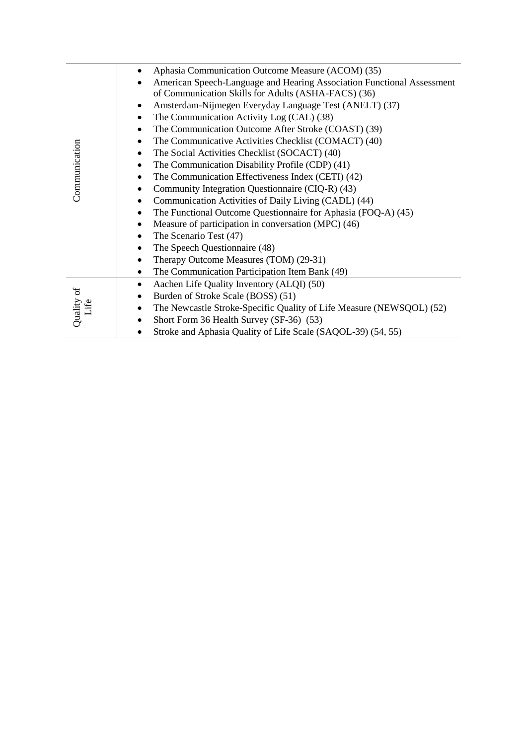| | |
|---|---|
| Communication | • Aphasia Communication Outcome Measure (ACOM) (35)<br>• American Speech-Language and Hearing Association Functional Assessment of Communication Skills for Adults (ASHA-FACS) (36)<br>• Amsterdam-Nijmegen Everyday Language Test (ANELT) (37)<br>• The Communication Activity Log (CAL) (38)<br>• The Communication Outcome After Stroke (COAST) (39)<br>• The Communicative Activities Checklist (COMACT) (40)<br>• The Social Activities Checklist (SOCACT) (40)<br>• The Communication Disability Profile (CDP) (41)<br>• The Communication Effectiveness Index (CETI) (42)<br>• Community Integration Questionnaire (CIQ-R) (43)<br>• Communication Activities of Daily Living (CADL) (44)<br>• The Functional Outcome Questionnaire for Aphasia (FOQ-A) (45)<br>• Measure of participation in conversation (MPC) (46)<br>• The Scenario Test (47)<br>• The Speech Questionnaire (48)<br>• Therapy Outcome Measures (TOM) (29-31)<br>• The Communication Participation Item Bank (49) |
| Quality of Life | • Aachen Life Quality Inventory (ALQI) (50)<br>• Burden of Stroke Scale (BOSS) (51)<br>• The Newcastle Stroke-Specific Quality of Life Measure (NEWSQOL) (52)<br>• Short Form 36 Health Survey (SF-36) (53)<br>• Stroke and Aphasia Quality of Life Scale (SAQOL-39) (54, 55) |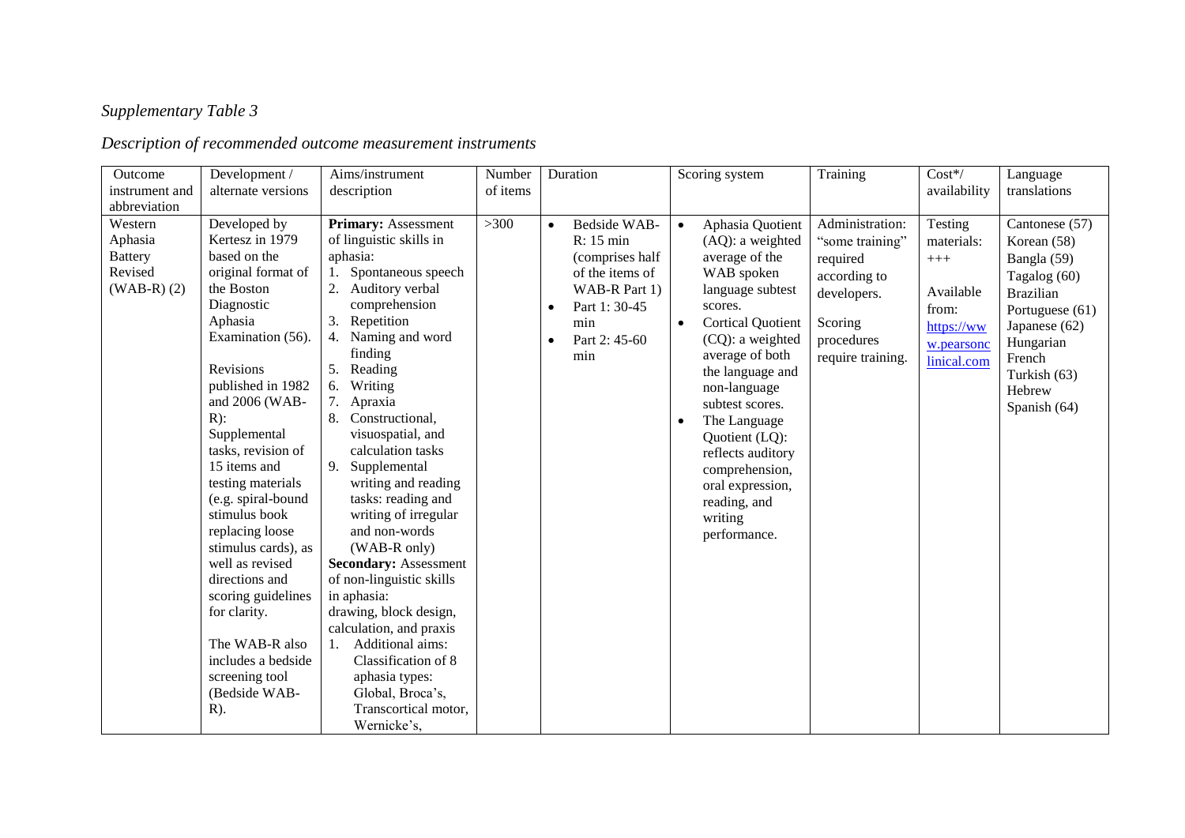*Supplementary Table 3*

*Description of recommended outcome measurement instruments*

| Outcome instrument and abbreviation | Development / alternate versions | Aims/instrument description | Number of items | Duration | Scoring system | Training | Cost*/ availability | Language translations |
|---|---|---|---|---|---|---|---|---|
| Western Aphasia Battery Revised (WAB-R) (2) | Developed by Kertesz in 1979 based on the original format of the Boston Diagnostic Aphasia Examination (56). <br><br> Revisions published in 1982 and 2006 (WAB-R): Supplemental tasks, revision of 15 items and testing materials (e.g. spiral-bound stimulus book replacing loose stimulus cards), as well as revised directions and scoring guidelines for clarity. <br><br> The WAB-R also includes a bedside screening tool (Bedside WAB-R). | **Primary:** Assessment of linguistic skills in aphasia: <br> 1. Spontaneous speech <br> 2. Auditory verbal comprehension <br> 3. Repetition <br> 4. Naming and word finding <br> 5. Reading <br> 6. Writing <br> 7. Apraxia <br> 8. Constructional, visuospatial, and calculation tasks <br> 9. Supplemental writing and reading tasks: reading and writing of irregular and non-words (WAB-R only) <br> **Secondary:** Assessment of non-linguistic skills in aphasia: drawing, block design, calculation, and praxis <br> 1. Additional aims: Classification of 8 aphasia types: Global, Broca's, Transcortical motor, Wernicke's, | >300 | • Bedside WAB-R: 15 min (comprises half of the items of WAB-R Part 1) <br> • Part 1: 30-45 min <br> • Part 2: 45-60 min | • Aphasia Quotient (AQ): a weighted average of the WAB spoken language subtest scores. <br> • Cortical Quotient (CQ): a weighted average of both the language and non-language subtest scores. <br> • The Language Quotient (LQ): reflects auditory comprehension, oral expression, reading, and writing performance. | Administration: "some training" required according to developers. <br><br> Scoring procedures require training. | Testing materials: +++ <br><br> Available from: https://www.pearsonclinical.com | Cantonese (57) <br> Korean (58) <br> Bangla (59) <br> Tagalog (60) <br> Brazilian Portuguese (61) <br> Japanese (62) <br> Hungarian <br> French <br> Turkish (63) <br> Hebrew <br> Spanish (64) |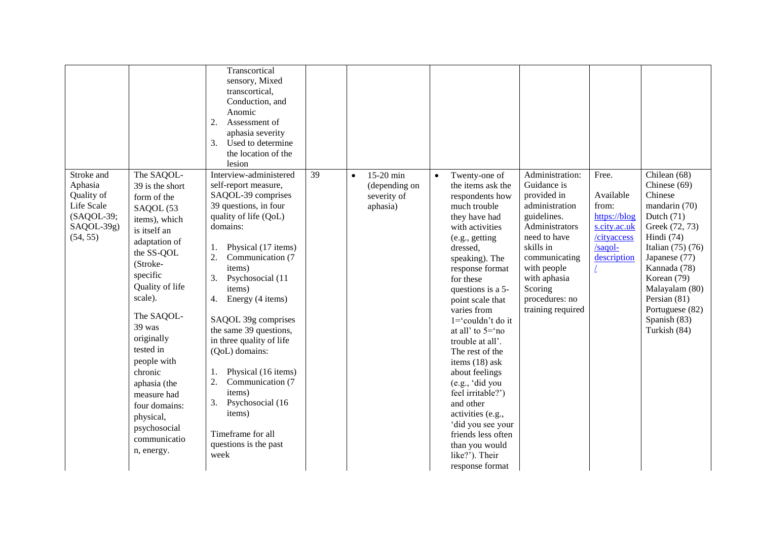| | | | | | | | | |
|---|---|---|---|---|---|---|---|---|
| | | Transcortical sensory, Mixed transcortical, Conduction, and Anomic<br>2. Assessment of aphasia severity<br>3. Used to determine the location of the lesion | | | | | | |
| Stroke and Aphasia Quality of Life Scale (SAQOL-39; SAQOL-39g) (54, 55) | The SAQOL-39 is the short form of the SAQOL (53 items), which is itself an adaptation of the SS-QOL (Stroke-specific Quality of life scale).<br><br>The SAQOL-39 was originally tested in people with chronic aphasia (the measure had four domains: physical, psychosocial communication, energy. | Interview-administered self-report measure, SAQOL-39 comprises 39 questions, in four quality of life (QoL) domains:<br><br>1. Physical (17 items)<br>2. Communication (7 items)<br>3. Psychosocial (11 items)<br>4. Energy (4 items)<br><br>SAQOL 39g comprises the same 39 questions, in three quality of life (QoL) domains:<br><br>1. Physical (16 items)<br>2. Communication (7 items)<br>3. Psychosocial (16 items)<br><br>Timeframe for all questions is the past week | 39 | • 15-20 min (depending on severity of aphasia) | • Twenty-one of the items ask the respondents how much trouble they have had with activities (e.g., getting dressed, speaking). The response format for these questions is a 5-point scale that varies from 1='couldn't do it at all' to 5='no trouble at all'. The rest of the items (18) ask about feelings (e.g., 'did you feel irritable?') and other activities (e.g., 'did you see your friends less often than you would like?'). Their response format | Administration: Guidance is provided in administration guidelines. Administrators need to have skills in communicating with people with aphasia<br>Scoring procedures: no training required | Free.<br><br>Available from: https://blogs.city.ac.uk/cityaccess/saqol-description/ | Chilean (68)<br>Chinese (69)<br>Chinese mandarin (70)<br>Dutch (71)<br>Greek (72, 73)<br>Hindi (74)<br>Italian (75) (76)<br>Japanese (77)<br>Kannada (78)<br>Korean (79)<br>Malayalam (80)<br>Persian (81)<br>Portuguese (82)<br>Spanish (83)<br>Turkish (84) |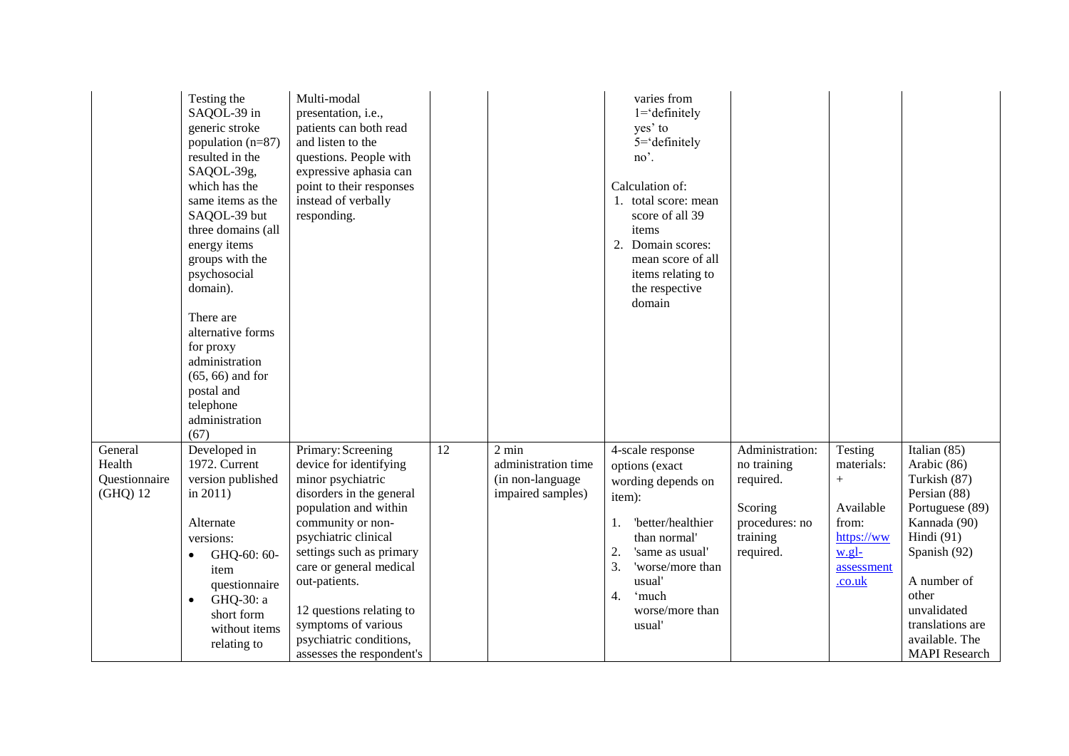| | | | | | | | | |
|---|---|---|---|---|---|---|---|---|
| | Testing the SAQOL-39 in generic stroke population (n=87) resulted in the SAQOL-39g, which has the same items as the SAQOL-39 but three domains (all energy items groups with the psychosocial domain).<br><br>There are alternative forms for proxy administration (65, 66) and for postal and telephone administration (67) | Multi-modal presentation, i.e., patients can both read and listen to the questions. People with expressive aphasia can point to their responses instead of verbally responding. | | | varies from 1='definitely yes' to 5='definitely no'.<br><br>Calculation of:<br>1. total score: mean score of all 39 items<br>2. Domain scores: mean score of all items relating to the respective domain | | | |
| General Health Questionnaire (GHQ) 12 | Developed in 1972. Current version published in 2011)<br><br>Alternate versions:<br>• GHQ-60: 60-item questionnaire<br>• GHQ-30: a short form without items relating to | Primary: Screening device for identifying minor psychiatric disorders in the general population and within community or non-psychiatric clinical settings such as primary care or general medical out-patients.<br><br>12 questions relating to symptoms of various psychiatric conditions, assesses the respondent's | 12 | 2 min administration time (in non-language impaired samples) | 4-scale response options (exact wording depends on item):<br><br>1. 'better/healthier than normal'<br>2. 'same as usual'<br>3. 'worse/more than usual'<br>4. 'much worse/more than usual' | Administration: no training required.<br><br>Scoring procedures: no training required. | Testing materials: +<br><br>Available from: https://www.gl-assessment.co.uk | Italian (85)<br>Arabic (86)<br>Turkish (87)<br>Persian (88)<br>Portuguese (89)<br>Kannada (90)<br>Hindi (91)<br>Spanish (92)<br><br>A number of other unvalidated translations are available. The MAPI Research |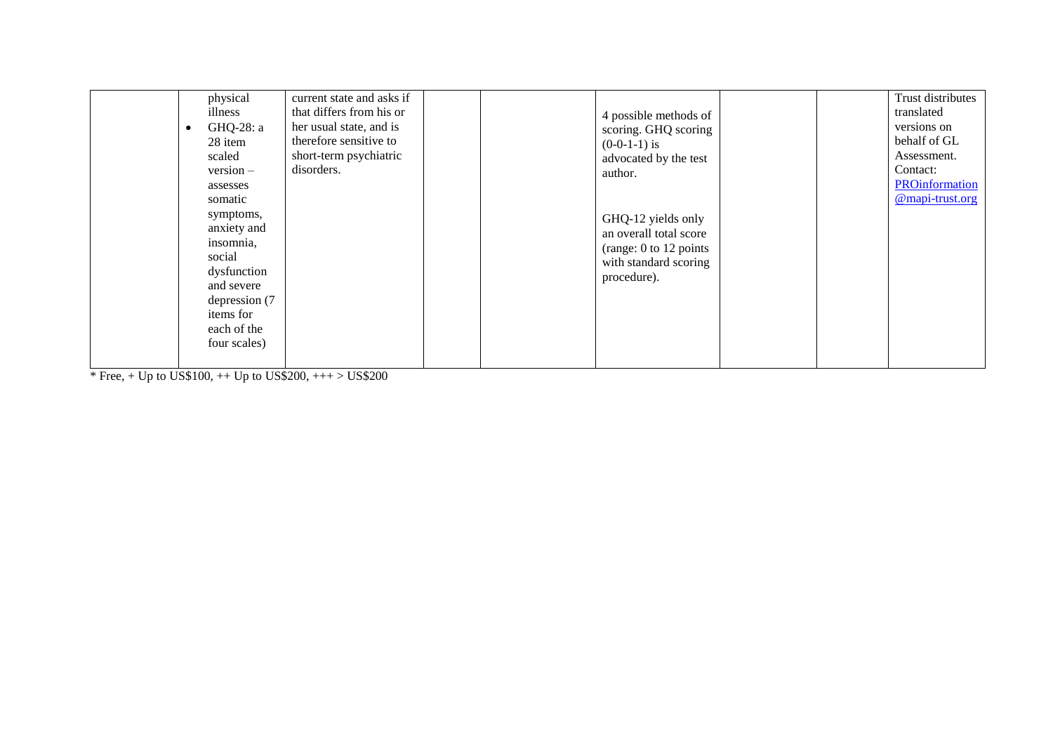| | | | | | | | | |
|---|---|---|---|---|---|---|---|---|
| | physical illness<br>• GHQ-28: a 28 item scaled version – assesses somatic symptoms, anxiety and insomnia, social dysfunction and severe depression (7 items for each of the four scales) | current state and asks if that differs from his or her usual state, and is therefore sensitive to short-term psychiatric disorders. | | | 4 possible methods of scoring. GHQ scoring (0-0-1-1) is advocated by the test author.<br><br>GHQ-12 yields only an overall total score (range: 0 to 12 points with standard scoring procedure). | | | Trust distributes translated versions on behalf of GL Assessment. Contact: PROinformation@mapi-trust.org |

* Free, + Up to US$100, ++ Up to US$200, +++ > US$200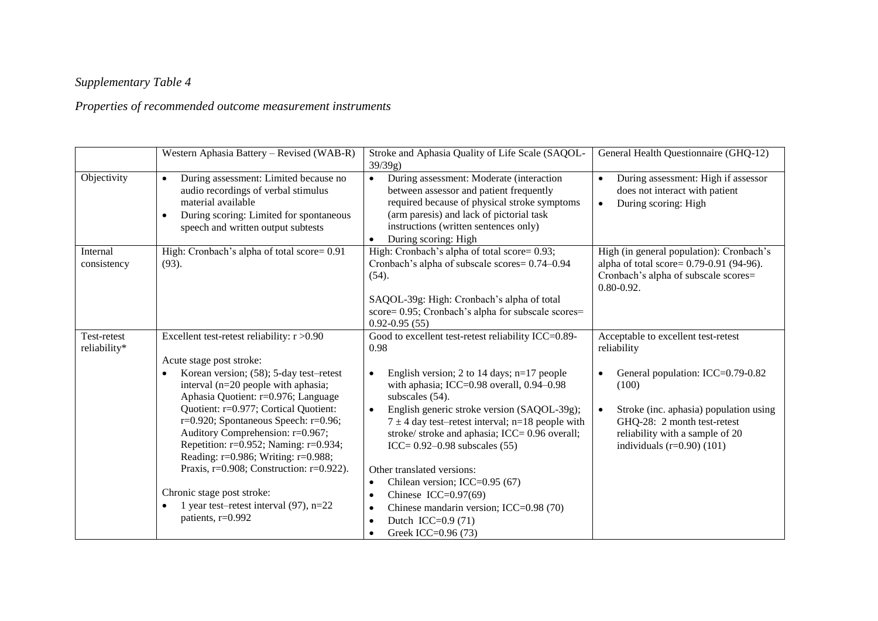*Supplementary Table 4*

*Properties of recommended outcome measurement instruments*

| | Western Aphasia Battery – Revised (WAB-R) | Stroke and Aphasia Quality of Life Scale (SAQOL-39/39g) | General Health Questionnaire (GHQ-12) |
|---|---|---|---|
| Objectivity | • During assessment: Limited because no audio recordings of verbal stimulus material available<br>• During scoring: Limited for spontaneous speech and written output subtests | • During assessment: Moderate (interaction between assessor and patient frequently required because of physical stroke symptoms (arm paresis) and lack of pictorial task instructions (written sentences only)<br>• During scoring: High | • During assessment: High if assessor does not interact with patient<br>• During scoring: High |
| Internal consistency | High: Cronbach's alpha of total score= 0.91 (93). | High: Cronbach's alpha of total score= 0.93; Cronbach's alpha of subscale scores= 0.74–0.94 (54).<br><br>SAQOL-39g: High: Cronbach's alpha of total score= 0.95; Cronbach's alpha for subscale scores= 0.92-0.95 (55) | High (in general population): Cronbach's alpha of total score= 0.79-0.91 (94-96). Cronbach's alpha of subscale scores= 0.80-0.92. |
| Test-retest reliability* | Excellent test-retest reliability: r >0.90<br><br>Acute stage post stroke:<br>• Korean version; (58); 5-day test–retest interval (n=20 people with aphasia; Aphasia Quotient: r=0.976; Language Quotient: r=0.977; Cortical Quotient: r=0.920; Spontaneous Speech: r=0.96; Auditory Comprehension: r=0.967; Repetition: r=0.952; Naming: r=0.934; Reading: r=0.986; Writing: r=0.988; Praxis, r=0.908; Construction: r=0.922).<br><br>Chronic stage post stroke:<br>• 1 year test–retest interval (97), n=22 patients, r=0.992 | Good to excellent test-retest reliability ICC=0.89-0.98<br><br>• English version; 2 to 14 days; n=17 people with aphasia; ICC=0.98 overall, 0.94–0.98 subscales (54).<br>• English generic stroke version (SAQOL-39g); 7 ± 4 day test–retest interval; n=18 people with stroke/ stroke and aphasia; ICC= 0.96 overall; ICC= 0.92–0.98 subscales (55)<br><br>Other translated versions:<br>• Chilean version; ICC=0.95 (67)<br>• Chinese ICC=0.97(69)<br>• Chinese mandarin version; ICC=0.98 (70)<br>• Dutch ICC=0.9 (71)<br>• Greek ICC=0.96 (73) | Acceptable to excellent test-retest reliability<br><br>• General population: ICC=0.79-0.82 (100)<br><br>• Stroke (inc. aphasia) population using GHQ-28: 2 month test-retest reliability with a sample of 20 individuals (r=0.90) (101) |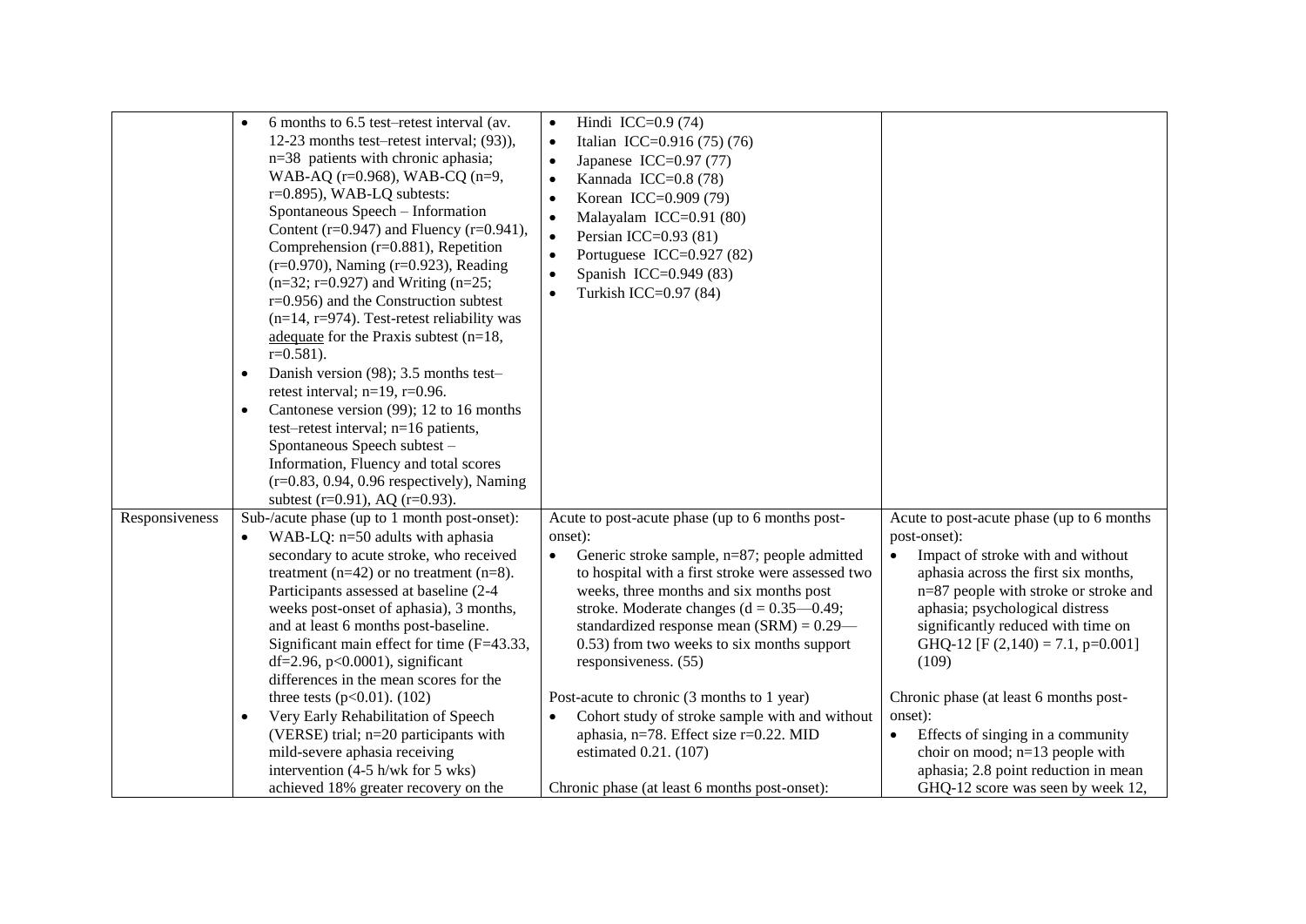| | | | |
|---|---|---|---|
| | • 6 months to 6.5 test–retest interval (av. 12-23 months test–retest interval; (93)), n=38 patients with chronic aphasia; WAB-AQ (r=0.968), WAB-CQ (n=9, r=0.895), WAB-LQ subtests: Spontaneous Speech – Information Content (r=0.947) and Fluency (r=0.941), Comprehension (r=0.881), Repetition (r=0.970), Naming (r=0.923), Reading (n=32; r=0.927) and Writing (n=25; r=0.956) and the Construction subtest (n=14, r=974). Test-retest reliability was adequate for the Praxis subtest (n=18, r=0.581).<br>• Danish version (98); 3.5 months test–retest interval; n=19, r=0.96.<br>• Cantonese version (99); 12 to 16 months test–retest interval; n=16 patients, Spontaneous Speech subtest – Information, Fluency and total scores (r=0.83, 0.94, 0.96 respectively), Naming subtest (r=0.91), AQ (r=0.93). | • Hindi ICC=0.9 (74)<br>• Italian ICC=0.916 (75) (76)<br>• Japanese ICC=0.97 (77)<br>• Kannada ICC=0.8 (78)<br>• Korean ICC=0.909 (79)<br>• Malayalam ICC=0.91 (80)<br>• Persian ICC=0.93 (81)<br>• Portuguese ICC=0.927 (82)<br>• Spanish ICC=0.949 (83)<br>• Turkish ICC=0.97 (84) | |
| Responsiveness | Sub-/acute phase (up to 1 month post-onset):<br>• WAB-LQ: n=50 adults with aphasia secondary to acute stroke, who received treatment (n=42) or no treatment (n=8). Participants assessed at baseline (2-4 weeks post-onset of aphasia), 3 months, and at least 6 months post-baseline. Significant main effect for time (F=43.33, df=2.96, p<0.0001), significant differences in the mean scores for the three tests (p<0.01). (102)<br>• Very Early Rehabilitation of Speech (VERSE) trial; n=20 participants with mild-severe aphasia receiving intervention (4-5 h/wk for 5 wks) achieved 18% greater recovery on the | Acute to post-acute phase (up to 6 months post-onset):<br>• Generic stroke sample, n=87; people admitted to hospital with a first stroke were assessed two weeks, three months and six months post stroke. Moderate changes (d = 0.35—0.49; standardized response mean (SRM) = 0.29—0.53) from two weeks to six months support responsiveness. (55)<br><br>Post-acute to chronic (3 months to 1 year)<br>• Cohort study of stroke sample with and without aphasia, n=78. Effect size r=0.22. MID estimated 0.21. (107)<br><br>Chronic phase (at least 6 months post-onset): | Acute to post-acute phase (up to 6 months post-onset):<br>• Impact of stroke with and without aphasia across the first six months, n=87 people with stroke or stroke and aphasia; psychological distress significantly reduced with time on GHQ-12 [F (2,140) = 7.1, p=0.001] (109)<br><br>Chronic phase (at least 6 months post-onset):<br>• Effects of singing in a community choir on mood; n=13 people with aphasia; 2.8 point reduction in mean GHQ-12 score was seen by week 12, |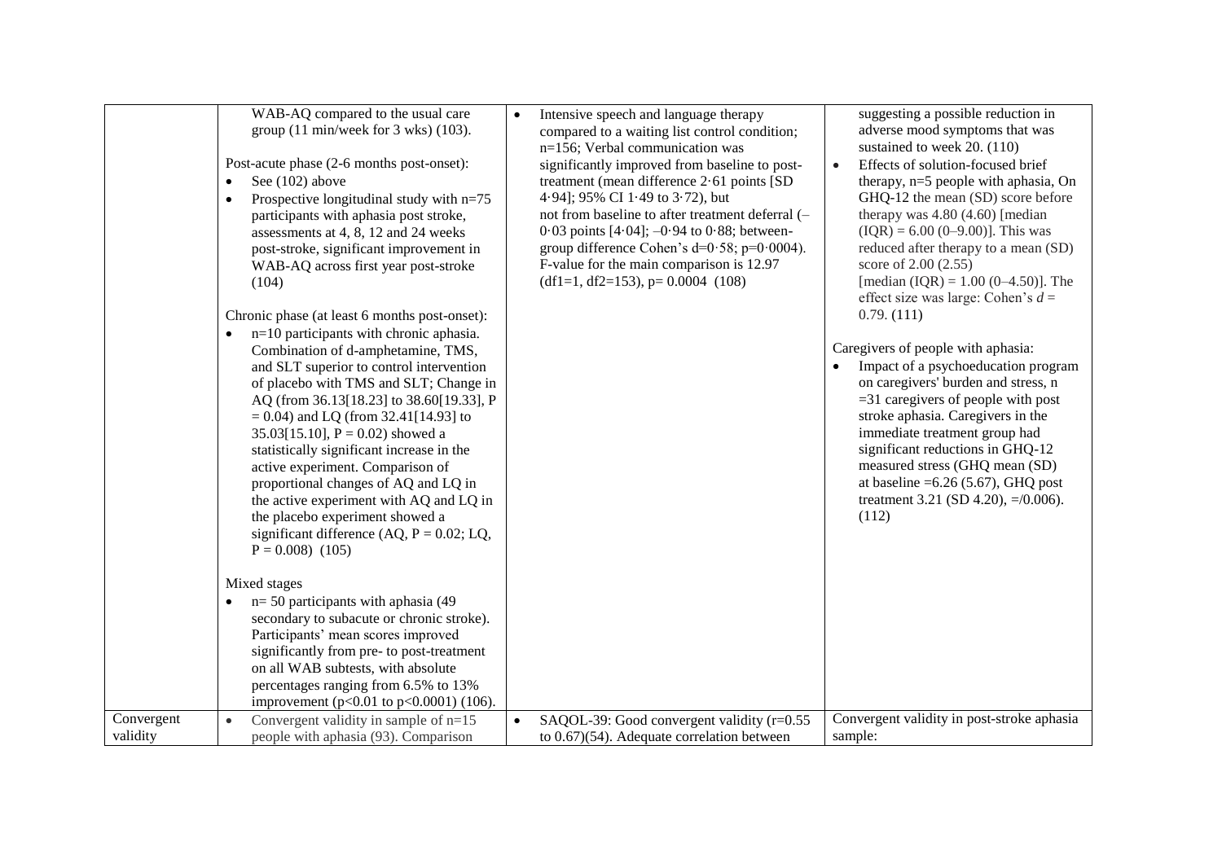| | | | |
|---|---|---|---|
| | WAB-AQ compared to the usual care group (11 min/week for 3 wks) (103).<br><br>Post-acute phase (2-6 months post-onset):<br>• See (102) above<br>• Prospective longitudinal study with n=75 participants with aphasia post stroke, assessments at 4, 8, 12 and 24 weeks post-stroke, significant improvement in WAB-AQ across first year post-stroke (104)<br><br>Chronic phase (at least 6 months post-onset):<br>• n=10 participants with chronic aphasia. Combination of d-amphetamine, TMS, and SLT superior to control intervention of placebo with TMS and SLT; Change in AQ (from 36.13[18.23] to 38.60[19.33], P = 0.04) and LQ (from 32.41[14.93] to 35.03[15.10], P = 0.02) showed a statistically significant increase in the active experiment. Comparison of proportional changes of AQ and LQ in the active experiment with AQ and LQ in the placebo experiment showed a significant difference (AQ, P = 0.02; LQ, P = 0.008) (105)<br><br>Mixed stages<br>• n= 50 participants with aphasia (49 secondary to subacute or chronic stroke). Participants' mean scores improved significantly from pre- to post-treatment on all WAB subtests, with absolute percentages ranging from 6.5% to 13% improvement (p<0.01 to p<0.0001) (106). | • Intensive speech and language therapy compared to a waiting list control condition; n=156; Verbal communication was significantly improved from baseline to post-treatment (mean difference 2·61 points [SD 4·94]; 95% CI 1·49 to 3·72), but not from baseline to after treatment deferral (–0·03 points [4·04]; –0·94 to 0·88; between-group difference Cohen's d=0·58; p=0·0004). F-value for the main comparison is 12.97 (df1=1, df2=153), p= 0.0004 (108) | suggesting a possible reduction in adverse mood symptoms that was sustained to week 20. (110)<br>• Effects of solution-focused brief therapy, n=5 people with aphasia, On GHQ-12 the mean (SD) score before therapy was 4.80 (4.60) [median (IQR) = 6.00 (0–9.00)]. This was reduced after therapy to a mean (SD) score of 2.00 (2.55) [median (IQR) = 1.00 (0–4.50)]. The effect size was large: Cohen's *d* = 0.79. (111)<br><br>Caregivers of people with aphasia:<br>• Impact of a psychoeducation program on caregivers' burden and stress, n =31 caregivers of people with post stroke aphasia. Caregivers in the immediate treatment group had significant reductions in GHQ-12 measured stress (GHQ mean (SD) at baseline =6.26 (5.67), GHQ post treatment 3.21 (SD 4.20), =/0.006). (112) |
| Convergent validity | • Convergent validity in sample of n=15 people with aphasia (93). Comparison | • SAQOL-39: Good convergent validity (r=0.55 to 0.67)(54). Adequate correlation between | Convergent validity in post-stroke aphasia sample: |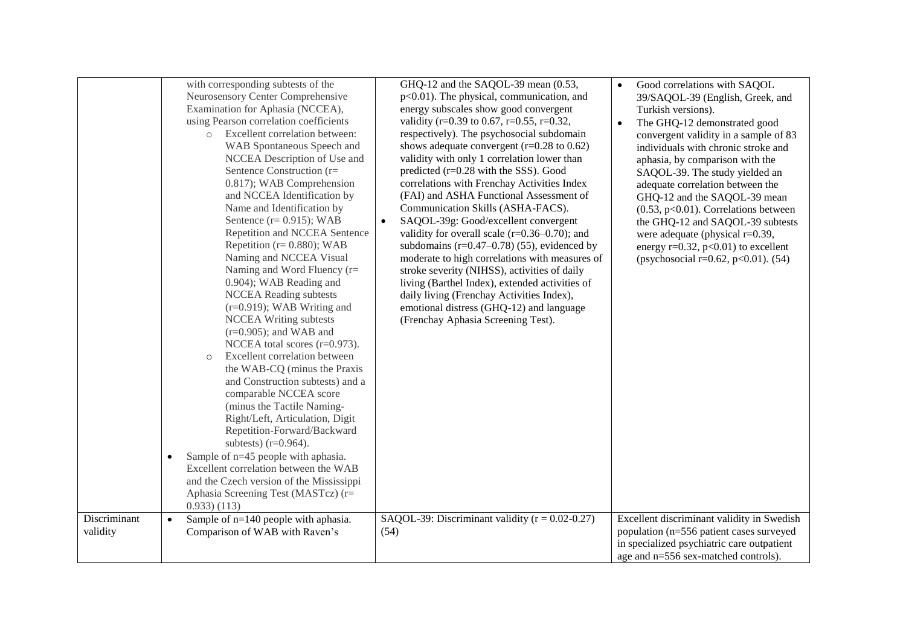| | | | |
|---|---|---|---|
| | with corresponding subtests of the Neurosensory Center Comprehensive Examination for Aphasia (NCCEA), using Pearson correlation coefficients<br>◦ Excellent correlation between: WAB Spontaneous Speech and NCCEA Description of Use and Sentence Construction (r= 0.817); WAB Comprehension and NCCEA Identification by Name and Identification by Sentence (r= 0.915); WAB Repetition and NCCEA Sentence Repetition (r= 0.880); WAB Naming and NCCEA Visual Naming and Word Fluency (r= 0.904); WAB Reading and NCCEA Reading subtests (r=0.919); WAB Writing and NCCEA Writing subtests (r=0.905); and WAB and NCCEA total scores (r=0.973).<br>◦ Excellent correlation between the WAB-CQ (minus the Praxis and Construction subtests) and a comparable NCCEA score (minus the Tactile Naming-Right/Left, Articulation, Digit Repetition-Forward/Backward subtests) (r=0.964).<br>• Sample of n=45 people with aphasia. Excellent correlation between the WAB and the Czech version of the Mississippi Aphasia Screening Test (MASTcz) (r= 0.933) (113) | GHQ-12 and the SAQOL-39 mean (0.53, p<0.01). The physical, communication, and energy subscales show good convergent validity (r=0.39 to 0.67, r=0.55, r=0.32, respectively). The psychosocial subdomain shows adequate convergent (r=0.28 to 0.62) validity with only 1 correlation lower than predicted (r=0.28 with the SSS). Good correlations with Frenchay Activities Index (FAI) and ASHA Functional Assessment of Communication Skills (ASHA-FACS).<br>• SAQOL-39g: Good/excellent convergent validity for overall scale (r=0.36–0.70); and subdomains (r=0.47–0.78) (55), evidenced by moderate to high correlations with measures of stroke severity (NIHSS), activities of daily living (Barthel Index), extended activities of daily living (Frenchay Activities Index), emotional distress (GHQ-12) and language (Frenchay Aphasia Screening Test). | • Good correlations with SAQOL 39/SAQOL-39 (English, Greek, and Turkish versions).<br>• The GHQ-12 demonstrated good convergent validity in a sample of 83 individuals with chronic stroke and aphasia, by comparison with the SAQOL-39. The study yielded an adequate correlation between the GHQ-12 and the SAQOL-39 mean (0.53, p<0.01). Correlations between the GHQ-12 and SAQOL-39 subtests were adequate (physical r=0.39, energy r=0.32, p<0.01) to excellent (psychosocial r=0.62, p<0.01). (54) |
| Discriminant validity | • Sample of n=140 people with aphasia. Comparison of WAB with Raven's | SAQOL-39: Discriminant validity (r = 0.02-0.27) (54) | Excellent discriminant validity in Swedish population (n=556 patient cases surveyed in specialized psychiatric care outpatient age and n=556 sex-matched controls). |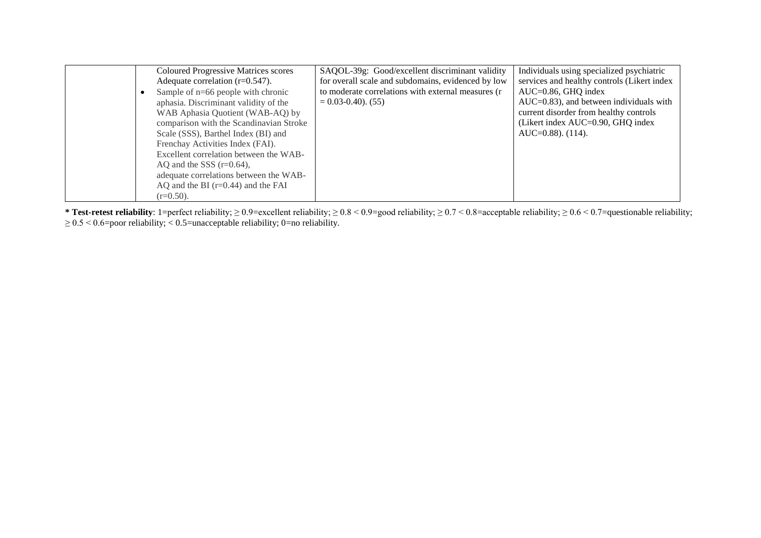|  |  |  |  |
|---|---|---|---|
|  | Coloured Progressive Matrices scores Adequate correlation (r=0.547).<br>• Sample of n=66 people with chronic aphasia. Discriminant validity of the WAB Aphasia Quotient (WAB-AQ) by comparison with the Scandinavian Stroke Scale (SSS), Barthel Index (BI) and Frenchay Activities Index (FAI). Excellent correlation between the WAB-AQ and the SSS (r=0.64), adequate correlations between the WAB-AQ and the BI (r=0.44) and the FAI (r=0.50). | SAQOL-39g: Good/excellent discriminant validity for overall scale and subdomains, evidenced by low to moderate correlations with external measures (r = 0.03-0.40). (55) | Individuals using specialized psychiatric services and healthy controls (Likert index AUC=0.86, GHQ index AUC=0.83), and between individuals with current disorder from healthy controls (Likert index AUC=0.90, GHQ index AUC=0.88). (114). |

**\* Test-retest reliability**: 1=perfect reliability; $\geq 0.9$=excellent reliability; $\geq 0.8 < 0.9$=good reliability; $\geq 0.7 < 0.8$=acceptable reliability; $\geq 0.6 < 0.7$=questionable reliability; $\geq 0.5 < 0.6$=poor reliability; $< 0.5$=unacceptable reliability; 0=no reliability.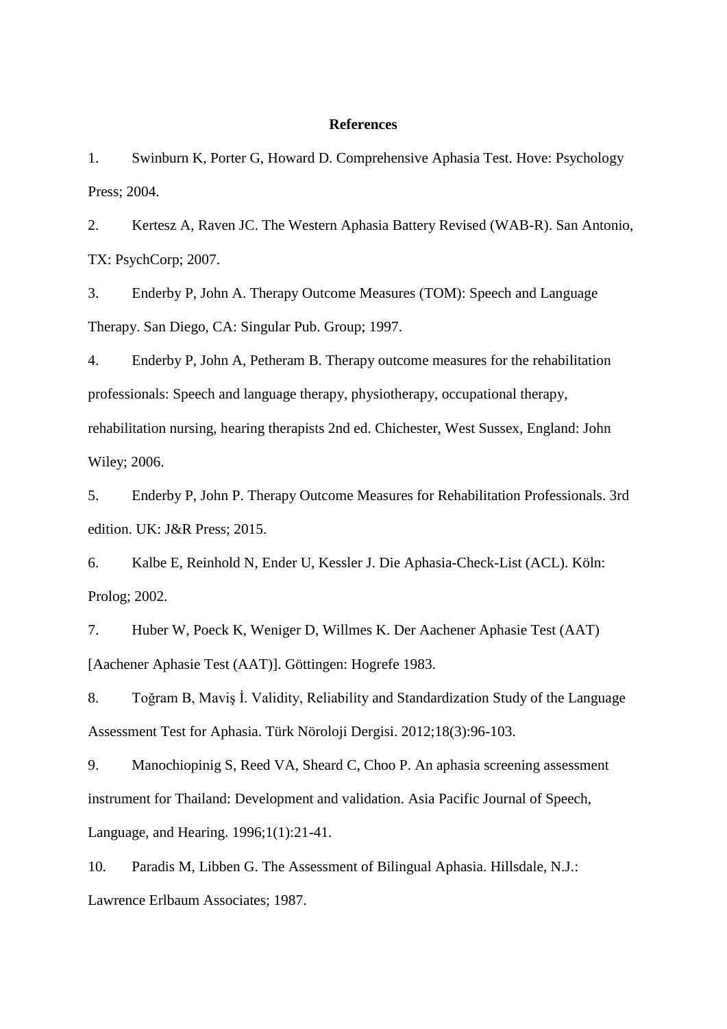## References

1. Swinburn K, Porter G, Howard D. Comprehensive Aphasia Test. Hove: Psychology Press; 2004.
2. Kertesz A, Raven JC. The Western Aphasia Battery Revised (WAB-R). San Antonio, TX: PsychCorp; 2007.
3. Enderby P, John A. Therapy Outcome Measures (TOM): Speech and Language Therapy. San Diego, CA: Singular Pub. Group; 1997.
4. Enderby P, John A, Petheram B. Therapy outcome measures for the rehabilitation professionals: Speech and language therapy, physiotherapy, occupational therapy, rehabilitation nursing, hearing therapists 2nd ed. Chichester, West Sussex, England: John Wiley; 2006.
5. Enderby P, John P. Therapy Outcome Measures for Rehabilitation Professionals. 3rd edition. UK: J&R Press; 2015.
6. Kalbe E, Reinhold N, Ender U, Kessler J. Die Aphasia-Check-List (ACL). Köln: Prolog; 2002.
7. Huber W, Poeck K, Weniger D, Willmes K. Der Aachener Aphasie Test (AAT) [Aachener Aphasie Test (AAT)]. Göttingen: Hogrefe 1983.
8. Toğram B, Maviş İ. Validity, Reliability and Standardization Study of the Language Assessment Test for Aphasia. Türk Nöroloji Dergisi. 2012;18(3):96-103.
9. Manochiopinig S, Reed VA, Sheard C, Choo P. An aphasia screening assessment instrument for Thailand: Development and validation. Asia Pacific Journal of Speech, Language, and Hearing. 1996;1(1):21-41.
10. Paradis M, Libben G. The Assessment of Bilingual Aphasia. Hillsdale, N.J.: Lawrence Erlbaum Associates; 1987.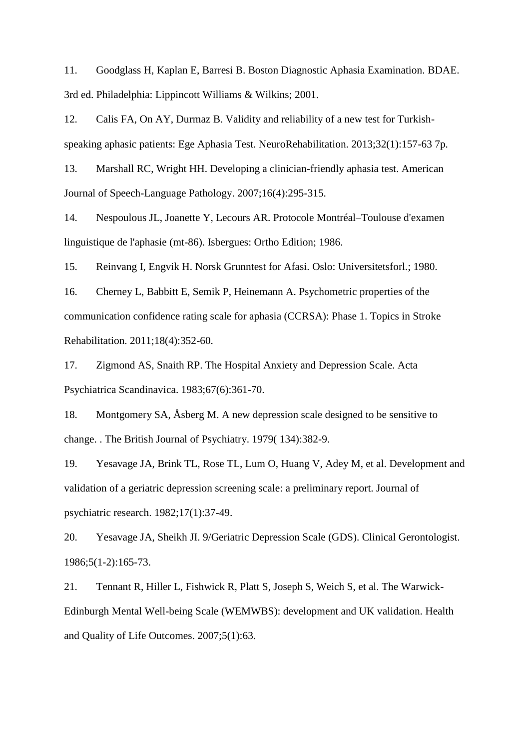11. Goodglass H, Kaplan E, Barresi B. Boston Diagnostic Aphasia Examination. BDAE. 3rd ed. Philadelphia: Lippincott Williams & Wilkins; 2001.

12. Calis FA, On AY, Durmaz B. Validity and reliability of a new test for Turkish-speaking aphasic patients: Ege Aphasia Test. NeuroRehabilitation. 2013;32(1):157-63 7p.

13. Marshall RC, Wright HH. Developing a clinician-friendly aphasia test. American Journal of Speech-Language Pathology. 2007;16(4):295-315.

14. Nespoulous JL, Joanette Y, Lecours AR. Protocole Montréal–Toulouse d'examen linguistique de l'aphasie (mt-86). Isbergues: Ortho Edition; 1986.

15. Reinvang I, Engvik H. Norsk Grunntest for Afasi. Oslo: Universitetsforl.; 1980.

16. Cherney L, Babbitt E, Semik P, Heinemann A. Psychometric properties of the communication confidence rating scale for aphasia (CCRSA): Phase 1. Topics in Stroke Rehabilitation. 2011;18(4):352-60.

17. Zigmond AS, Snaith RP. The Hospital Anxiety and Depression Scale. Acta Psychiatrica Scandinavica. 1983;67(6):361-70.

18. Montgomery SA, Åsberg M. A new depression scale designed to be sensitive to change. . The British Journal of Psychiatry. 1979( 134):382-9.

19. Yesavage JA, Brink TL, Rose TL, Lum O, Huang V, Adey M, et al. Development and validation of a geriatric depression screening scale: a preliminary report. Journal of psychiatric research. 1982;17(1):37-49.

20. Yesavage JA, Sheikh JI. 9/Geriatric Depression Scale (GDS). Clinical Gerontologist. 1986;5(1-2):165-73.

21. Tennant R, Hiller L, Fishwick R, Platt S, Joseph S, Weich S, et al. The Warwick-Edinburgh Mental Well-being Scale (WEMWBS): development and UK validation. Health and Quality of Life Outcomes. 2007;5(1):63.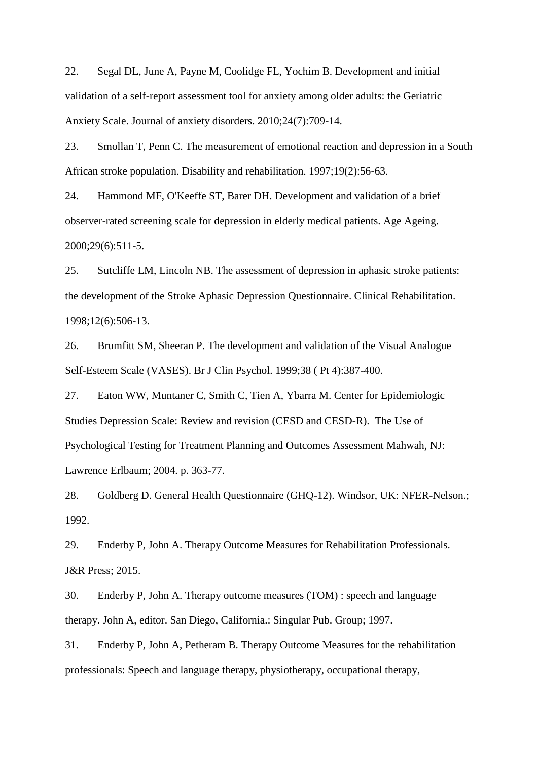22. Segal DL, June A, Payne M, Coolidge FL, Yochim B. Development and initial validation of a self-report assessment tool for anxiety among older adults: the Geriatric Anxiety Scale. Journal of anxiety disorders. 2010;24(7):709-14.

23. Smollan T, Penn C. The measurement of emotional reaction and depression in a South African stroke population. Disability and rehabilitation. 1997;19(2):56-63.

24. Hammond MF, O'Keeffe ST, Barer DH. Development and validation of a brief observer-rated screening scale for depression in elderly medical patients. Age Ageing. 2000;29(6):511-5.

25. Sutcliffe LM, Lincoln NB. The assessment of depression in aphasic stroke patients: the development of the Stroke Aphasic Depression Questionnaire. Clinical Rehabilitation. 1998;12(6):506-13.

26. Brumfitt SM, Sheeran P. The development and validation of the Visual Analogue Self-Esteem Scale (VASES). Br J Clin Psychol. 1999;38 ( Pt 4):387-400.

27. Eaton WW, Muntaner C, Smith C, Tien A, Ybarra M. Center for Epidemiologic Studies Depression Scale: Review and revision (CESD and CESD-R). The Use of Psychological Testing for Treatment Planning and Outcomes Assessment Mahwah, NJ: Lawrence Erlbaum; 2004. p. 363-77.

28. Goldberg D. General Health Questionnaire (GHQ-12). Windsor, UK: NFER-Nelson.; 1992.

29. Enderby P, John A. Therapy Outcome Measures for Rehabilitation Professionals. J&R Press; 2015.

30. Enderby P, John A. Therapy outcome measures (TOM) : speech and language therapy. John A, editor. San Diego, California.: Singular Pub. Group; 1997.

31. Enderby P, John A, Petheram B. Therapy Outcome Measures for the rehabilitation professionals: Speech and language therapy, physiotherapy, occupational therapy,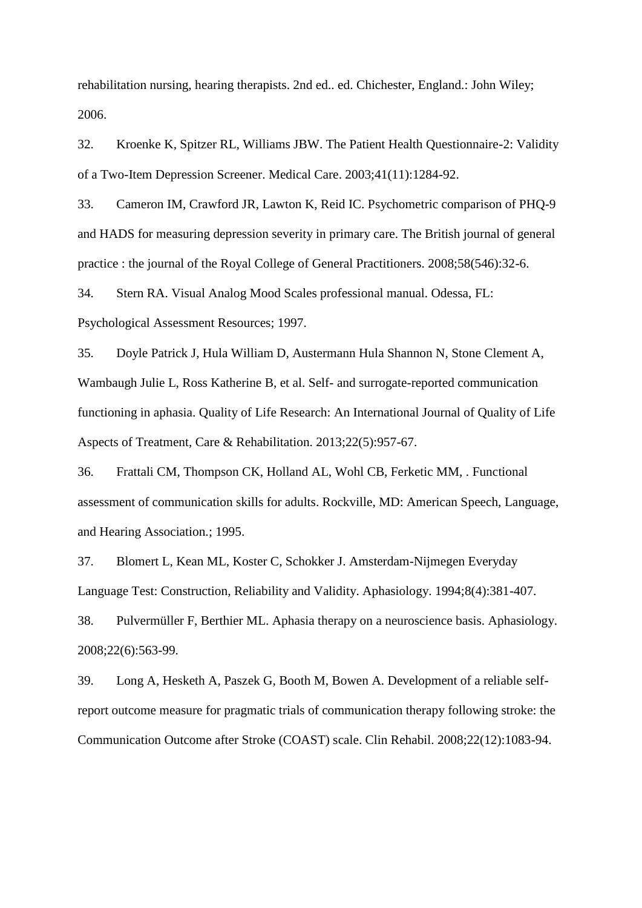rehabilitation nursing, hearing therapists. 2nd ed.. ed. Chichester, England.: John Wiley; 2006.

32. Kroenke K, Spitzer RL, Williams JBW. The Patient Health Questionnaire-2: Validity of a Two-Item Depression Screener. Medical Care. 2003;41(11):1284-92.

33. Cameron IM, Crawford JR, Lawton K, Reid IC. Psychometric comparison of PHQ-9 and HADS for measuring depression severity in primary care. The British journal of general practice : the journal of the Royal College of General Practitioners. 2008;58(546):32-6.

34. Stern RA. Visual Analog Mood Scales professional manual. Odessa, FL: Psychological Assessment Resources; 1997.

35. Doyle Patrick J, Hula William D, Austermann Hula Shannon N, Stone Clement A, Wambaugh Julie L, Ross Katherine B, et al. Self- and surrogate-reported communication functioning in aphasia. Quality of Life Research: An International Journal of Quality of Life Aspects of Treatment, Care & Rehabilitation. 2013;22(5):957-67.

36. Frattali CM, Thompson CK, Holland AL, Wohl CB, Ferketic MM, . Functional assessment of communication skills for adults. Rockville, MD: American Speech, Language, and Hearing Association.; 1995.

37. Blomert L, Kean ML, Koster C, Schokker J. Amsterdam-Nijmegen Everyday Language Test: Construction, Reliability and Validity. Aphasiology. 1994;8(4):381-407.

38. Pulvermüller F, Berthier ML. Aphasia therapy on a neuroscience basis. Aphasiology. 2008;22(6):563-99.

39. Long A, Hesketh A, Paszek G, Booth M, Bowen A. Development of a reliable self-report outcome measure for pragmatic trials of communication therapy following stroke: the Communication Outcome after Stroke (COAST) scale. Clin Rehabil. 2008;22(12):1083-94.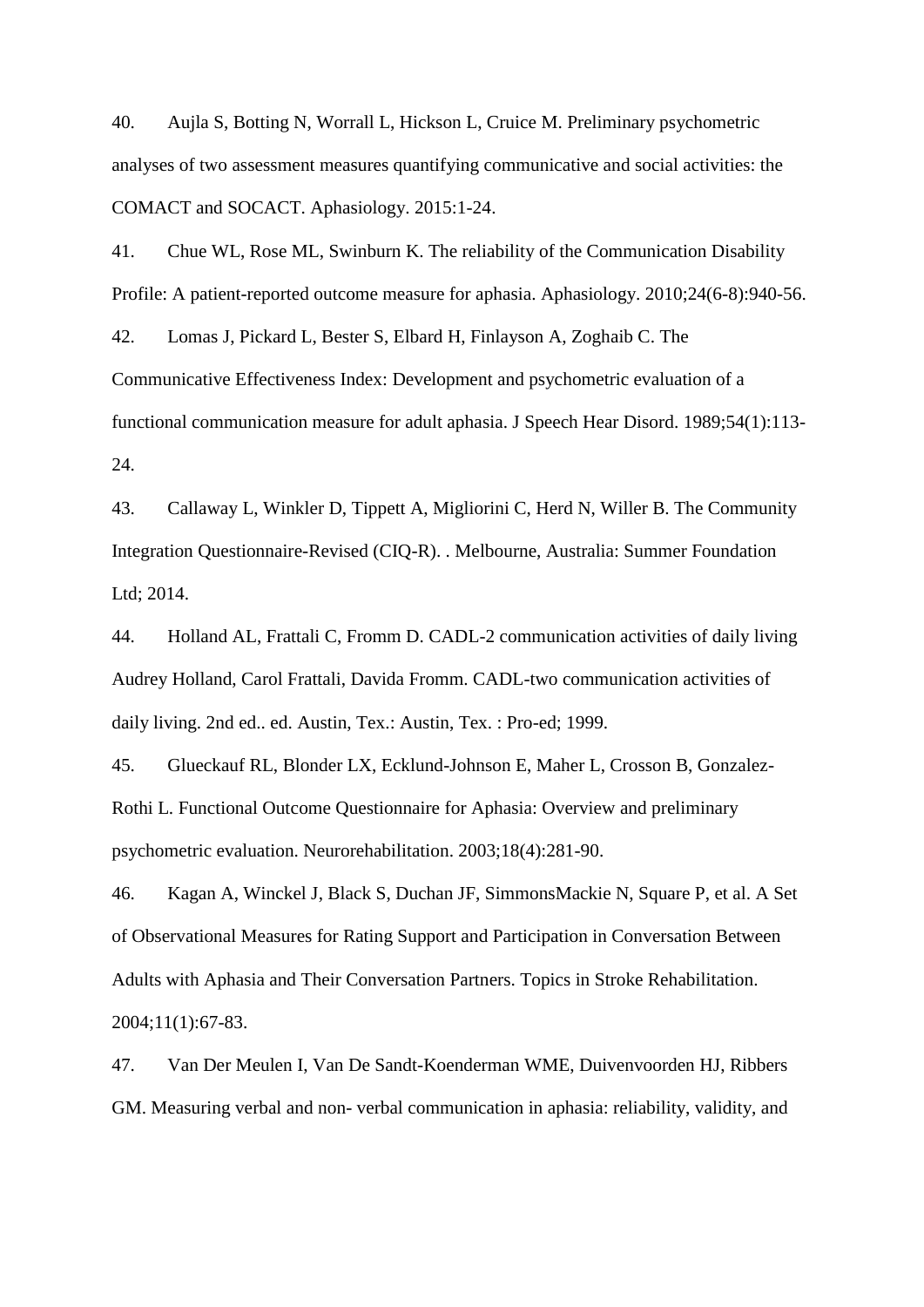40. Aujla S, Botting N, Worrall L, Hickson L, Cruice M. Preliminary psychometric analyses of two assessment measures quantifying communicative and social activities: the COMACT and SOCACT. Aphasiology. 2015:1-24.

41. Chue WL, Rose ML, Swinburn K. The reliability of the Communication Disability Profile: A patient-reported outcome measure for aphasia. Aphasiology. 2010;24(6-8):940-56.

42. Lomas J, Pickard L, Bester S, Elbard H, Finlayson A, Zoghaib C. The Communicative Effectiveness Index: Development and psychometric evaluation of a functional communication measure for adult aphasia. J Speech Hear Disord. 1989;54(1):113-24.

43. Callaway L, Winkler D, Tippett A, Migliorini C, Herd N, Willer B. The Community Integration Questionnaire-Revised (CIQ-R). . Melbourne, Australia: Summer Foundation Ltd; 2014.

44. Holland AL, Frattali C, Fromm D. CADL-2 communication activities of daily living Audrey Holland, Carol Frattali, Davida Fromm. CADL-two communication activities of daily living. 2nd ed.. ed. Austin, Tex.: Austin, Tex. : Pro-ed; 1999.

45. Glueckauf RL, Blonder LX, Ecklund-Johnson E, Maher L, Crosson B, Gonzalez-Rothi L. Functional Outcome Questionnaire for Aphasia: Overview and preliminary psychometric evaluation. Neurorehabilitation. 2003;18(4):281-90.

46. Kagan A, Winckel J, Black S, Duchan JF, SimmonsMackie N, Square P, et al. A Set of Observational Measures for Rating Support and Participation in Conversation Between Adults with Aphasia and Their Conversation Partners. Topics in Stroke Rehabilitation. 2004;11(1):67-83.

47. Van Der Meulen I, Van De Sandt-Koenderman WME, Duivenvoorden HJ, Ribbers GM. Measuring verbal and non- verbal communication in aphasia: reliability, validity, and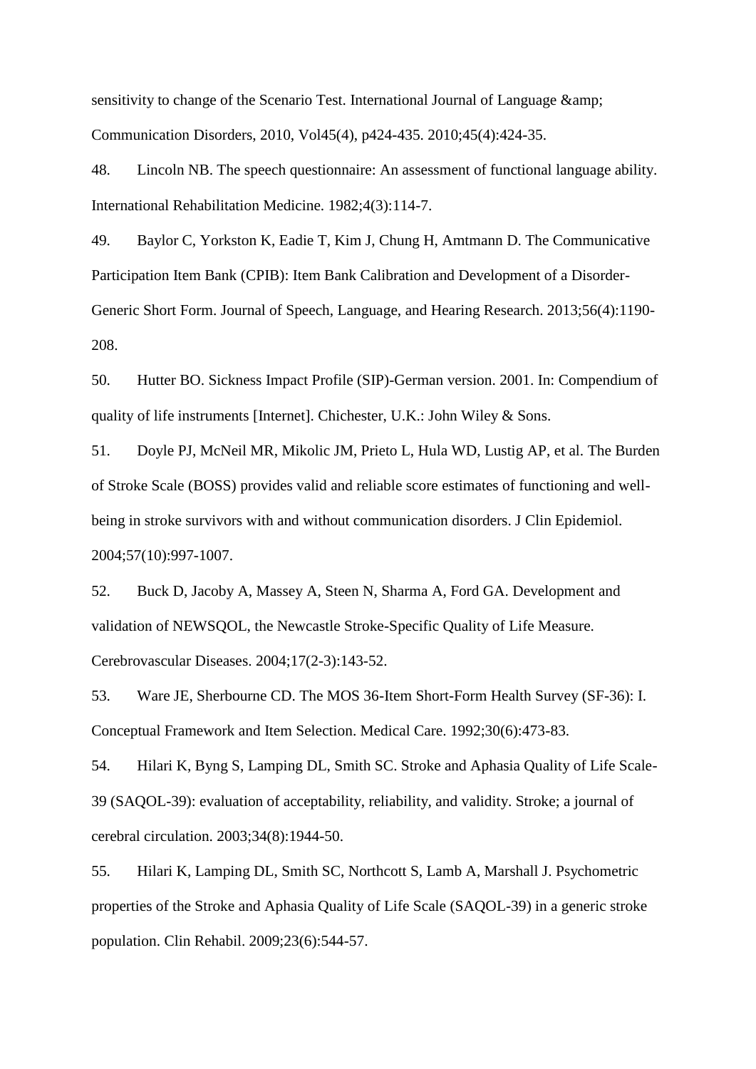sensitivity to change of the Scenario Test. International Journal of Language &amp; Communication Disorders, 2010, Vol45(4), p424-435. 2010;45(4):424-35.

48. Lincoln NB. The speech questionnaire: An assessment of functional language ability. International Rehabilitation Medicine. 1982;4(3):114-7.

49. Baylor C, Yorkston K, Eadie T, Kim J, Chung H, Amtmann D. The Communicative Participation Item Bank (CPIB): Item Bank Calibration and Development of a Disorder-Generic Short Form. Journal of Speech, Language, and Hearing Research. 2013;56(4):1190-208.

50. Hutter BO. Sickness Impact Profile (SIP)-German version. 2001. In: Compendium of quality of life instruments [Internet]. Chichester, U.K.: John Wiley & Sons.

51. Doyle PJ, McNeil MR, Mikolic JM, Prieto L, Hula WD, Lustig AP, et al. The Burden of Stroke Scale (BOSS) provides valid and reliable score estimates of functioning and well-being in stroke survivors with and without communication disorders. J Clin Epidemiol. 2004;57(10):997-1007.

52. Buck D, Jacoby A, Massey A, Steen N, Sharma A, Ford GA. Development and validation of NEWSQOL, the Newcastle Stroke-Specific Quality of Life Measure. Cerebrovascular Diseases. 2004;17(2-3):143-52.

53. Ware JE, Sherbourne CD. The MOS 36-Item Short-Form Health Survey (SF-36): I. Conceptual Framework and Item Selection. Medical Care. 1992;30(6):473-83.

54. Hilari K, Byng S, Lamping DL, Smith SC. Stroke and Aphasia Quality of Life Scale-39 (SAQOL-39): evaluation of acceptability, reliability, and validity. Stroke; a journal of cerebral circulation. 2003;34(8):1944-50.

55. Hilari K, Lamping DL, Smith SC, Northcott S, Lamb A, Marshall J. Psychometric properties of the Stroke and Aphasia Quality of Life Scale (SAQOL-39) in a generic stroke population. Clin Rehabil. 2009;23(6):544-57.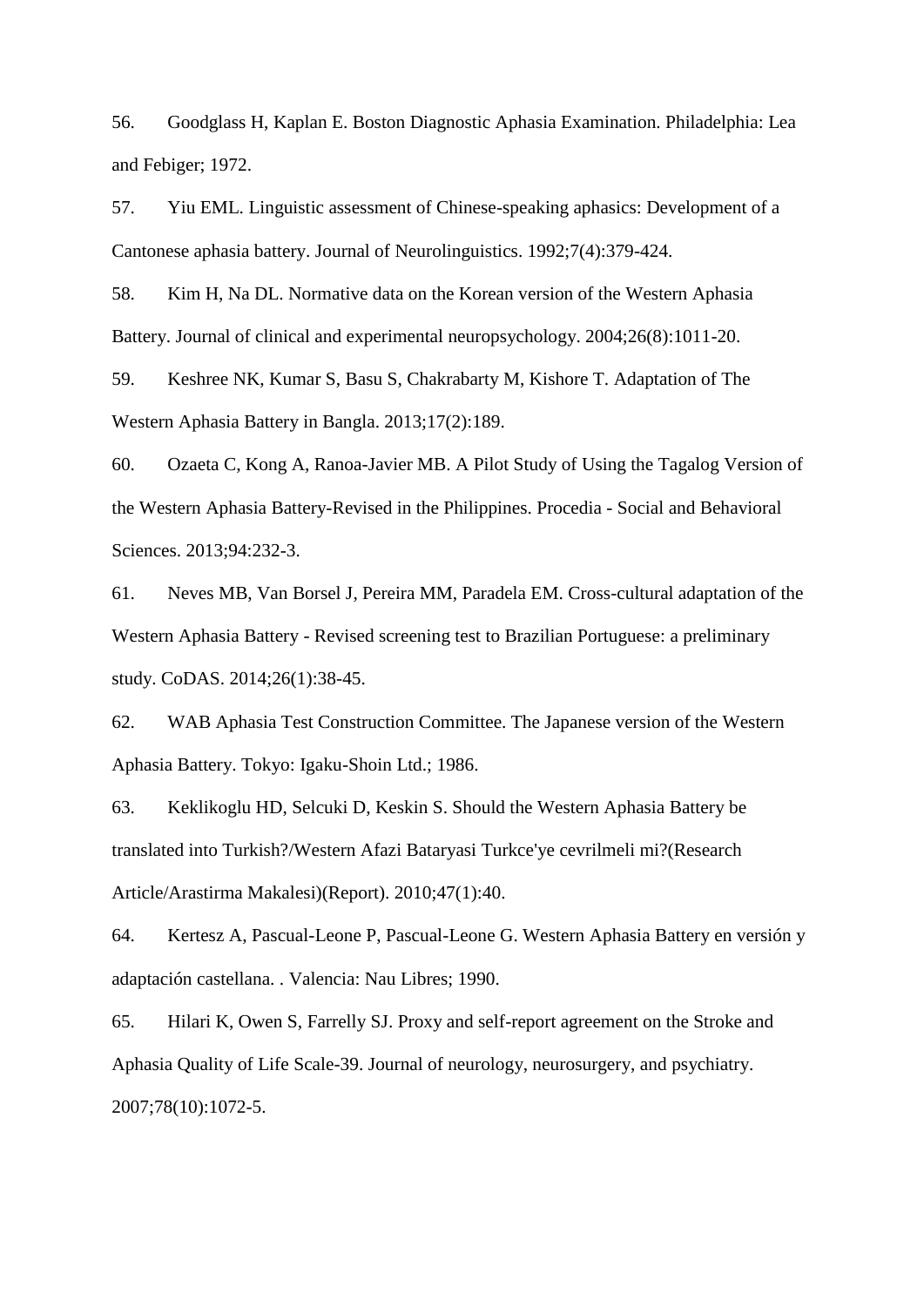56. Goodglass H, Kaplan E. Boston Diagnostic Aphasia Examination. Philadelphia: Lea and Febiger; 1972.

57. Yiu EML. Linguistic assessment of Chinese-speaking aphasics: Development of a Cantonese aphasia battery. Journal of Neurolinguistics. 1992;7(4):379-424.

58. Kim H, Na DL. Normative data on the Korean version of the Western Aphasia Battery. Journal of clinical and experimental neuropsychology. 2004;26(8):1011-20.

59. Keshree NK, Kumar S, Basu S, Chakrabarty M, Kishore T. Adaptation of The Western Aphasia Battery in Bangla. 2013;17(2):189.

60. Ozaeta C, Kong A, Ranoa-Javier MB. A Pilot Study of Using the Tagalog Version of the Western Aphasia Battery-Revised in the Philippines. Procedia - Social and Behavioral Sciences. 2013;94:232-3.

61. Neves MB, Van Borsel J, Pereira MM, Paradela EM. Cross-cultural adaptation of the Western Aphasia Battery - Revised screening test to Brazilian Portuguese: a preliminary study. CoDAS. 2014;26(1):38-45.

62. WAB Aphasia Test Construction Committee. The Japanese version of the Western Aphasia Battery. Tokyo: Igaku-Shoin Ltd.; 1986.

63. Keklikoglu HD, Selcuki D, Keskin S. Should the Western Aphasia Battery be translated into Turkish?/Western Afazi Bataryasi Turkce'ye cevrilmeli mi?(Research Article/Arastirma Makalesi)(Report). 2010;47(1):40.

64. Kertesz A, Pascual-Leone P, Pascual-Leone G. Western Aphasia Battery en versión y adaptación castellana. . Valencia: Nau Libres; 1990.

65. Hilari K, Owen S, Farrelly SJ. Proxy and self-report agreement on the Stroke and Aphasia Quality of Life Scale-39. Journal of neurology, neurosurgery, and psychiatry. 2007;78(10):1072-5.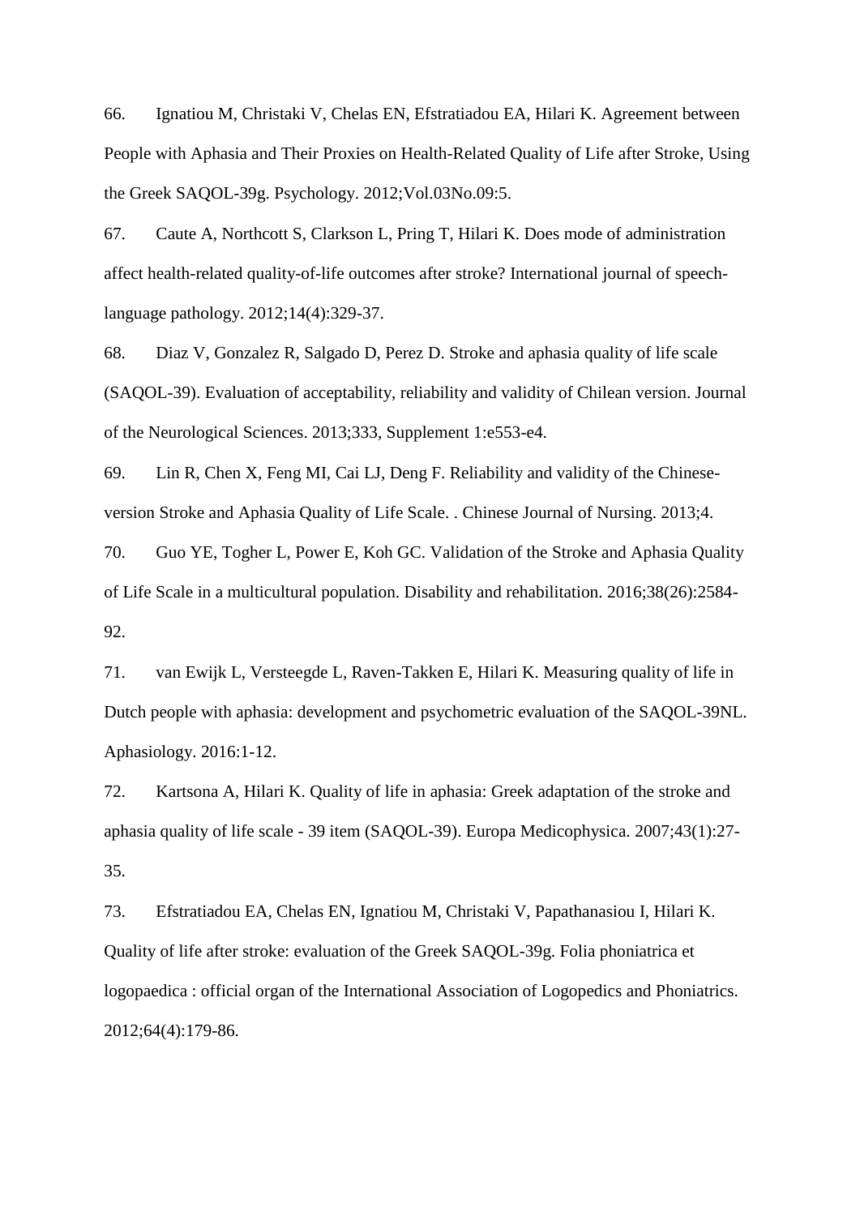66. Ignatiou M, Christaki V, Chelas EN, Efstratiadou EA, Hilari K. Agreement between People with Aphasia and Their Proxies on Health-Related Quality of Life after Stroke, Using the Greek SAQOL-39g. Psychology. 2012;Vol.03No.09:5.

67. Caute A, Northcott S, Clarkson L, Pring T, Hilari K. Does mode of administration affect health-related quality-of-life outcomes after stroke? International journal of speech-language pathology. 2012;14(4):329-37.

68. Diaz V, Gonzalez R, Salgado D, Perez D. Stroke and aphasia quality of life scale (SAQOL-39). Evaluation of acceptability, reliability and validity of Chilean version. Journal of the Neurological Sciences. 2013;333, Supplement 1:e553-e4.

69. Lin R, Chen X, Feng MI, Cai LJ, Deng F. Reliability and validity of the Chinese-version Stroke and Aphasia Quality of Life Scale. . Chinese Journal of Nursing. 2013;4.

70. Guo YE, Togher L, Power E, Koh GC. Validation of the Stroke and Aphasia Quality of Life Scale in a multicultural population. Disability and rehabilitation. 2016;38(26):2584-92.

71. van Ewijk L, Versteegde L, Raven-Takken E, Hilari K. Measuring quality of life in Dutch people with aphasia: development and psychometric evaluation of the SAQOL-39NL. Aphasiology. 2016:1-12.

72. Kartsona A, Hilari K. Quality of life in aphasia: Greek adaptation of the stroke and aphasia quality of life scale - 39 item (SAQOL-39). Europa Medicophysica. 2007;43(1):27-35.

73. Efstratiadou EA, Chelas EN, Ignatiou M, Christaki V, Papathanasiou I, Hilari K. Quality of life after stroke: evaluation of the Greek SAQOL-39g. Folia phoniatrica et logopaedica : official organ of the International Association of Logopedics and Phoniatrics. 2012;64(4):179-86.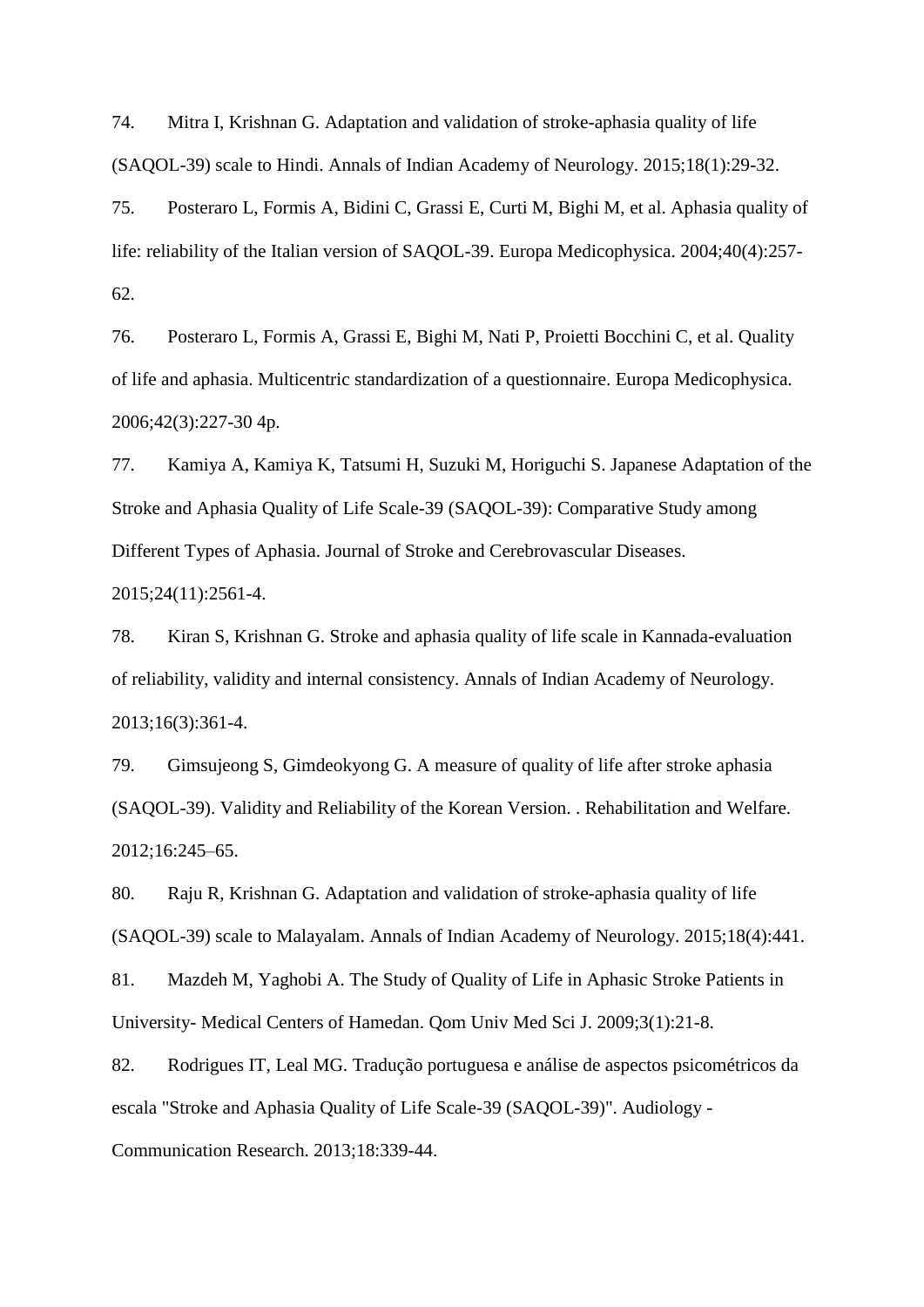74. Mitra I, Krishnan G. Adaptation and validation of stroke-aphasia quality of life (SAQOL-39) scale to Hindi. Annals of Indian Academy of Neurology. 2015;18(1):29-32.

75. Posteraro L, Formis A, Bidini C, Grassi E, Curti M, Bighi M, et al. Aphasia quality of life: reliability of the Italian version of SAQOL-39. Europa Medicophysica. 2004;40(4):257-62.

76. Posteraro L, Formis A, Grassi E, Bighi M, Nati P, Proietti Bocchini C, et al. Quality of life and aphasia. Multicentric standardization of a questionnaire. Europa Medicophysica. 2006;42(3):227-30 4p.

77. Kamiya A, Kamiya K, Tatsumi H, Suzuki M, Horiguchi S. Japanese Adaptation of the Stroke and Aphasia Quality of Life Scale-39 (SAQOL-39): Comparative Study among Different Types of Aphasia. Journal of Stroke and Cerebrovascular Diseases. 2015;24(11):2561-4.

78. Kiran S, Krishnan G. Stroke and aphasia quality of life scale in Kannada-evaluation of reliability, validity and internal consistency. Annals of Indian Academy of Neurology. 2013;16(3):361-4.

79. Gimsujeong S, Gimdeokyong G. A measure of quality of life after stroke aphasia (SAQOL-39). Validity and Reliability of the Korean Version. . Rehabilitation and Welfare. 2012;16:245–65.

80. Raju R, Krishnan G. Adaptation and validation of stroke-aphasia quality of life (SAQOL-39) scale to Malayalam. Annals of Indian Academy of Neurology. 2015;18(4):441.

81. Mazdeh M, Yaghobi A. The Study of Quality of Life in Aphasic Stroke Patients in University- Medical Centers of Hamedan. Qom Univ Med Sci J. 2009;3(1):21-8.

82. Rodrigues IT, Leal MG. Tradução portuguesa e análise de aspectos psicométricos da escala "Stroke and Aphasia Quality of Life Scale-39 (SAQOL-39)". Audiology - Communication Research. 2013;18:339-44.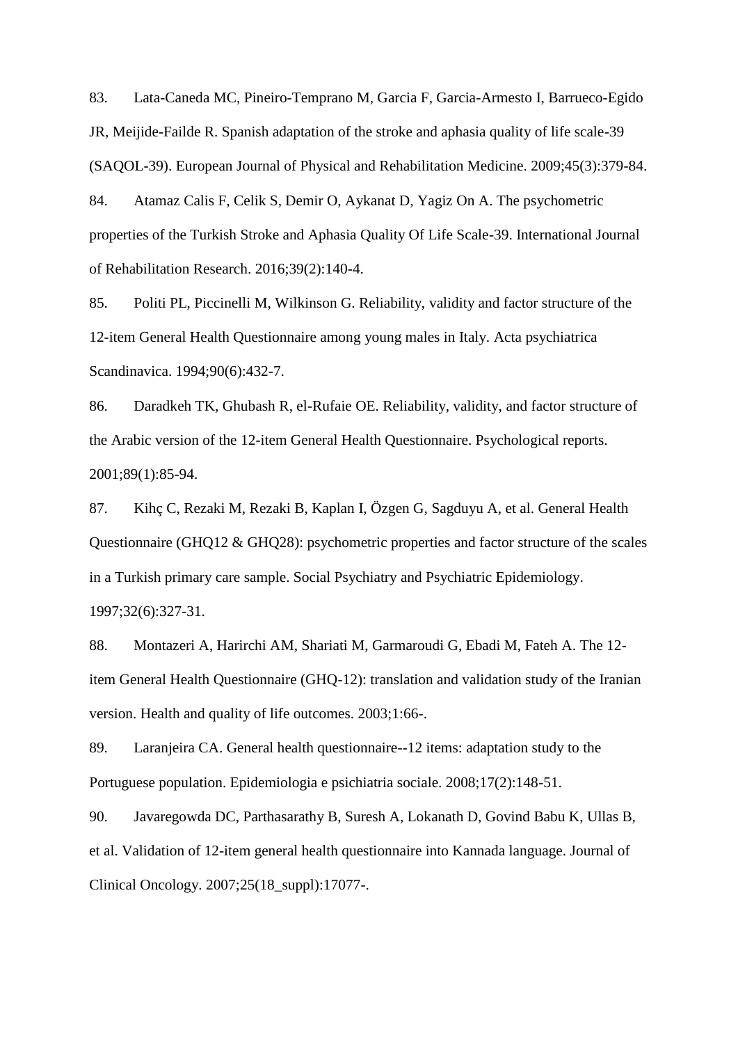83. Lata-Caneda MC, Pineiro-Temprano M, Garcia F, Garcia-Armesto I, Barrueco-Egido JR, Meijide-Failde R. Spanish adaptation of the stroke and aphasia quality of life scale-39 (SAQOL-39). European Journal of Physical and Rehabilitation Medicine. 2009;45(3):379-84.

84. Atamaz Calis F, Celik S, Demir O, Aykanat D, Yagiz On A. The psychometric properties of the Turkish Stroke and Aphasia Quality Of Life Scale-39. International Journal of Rehabilitation Research. 2016;39(2):140-4.

85. Politi PL, Piccinelli M, Wilkinson G. Reliability, validity and factor structure of the 12-item General Health Questionnaire among young males in Italy. Acta psychiatrica Scandinavica. 1994;90(6):432-7.

86. Daradkeh TK, Ghubash R, el-Rufaie OE. Reliability, validity, and factor structure of the Arabic version of the 12-item General Health Questionnaire. Psychological reports. 2001;89(1):85-94.

87. Kihç C, Rezaki M, Rezaki B, Kaplan I, Özgen G, Sagduyu A, et al. General Health Questionnaire (GHQ12 & GHQ28): psychometric properties and factor structure of the scales in a Turkish primary care sample. Social Psychiatry and Psychiatric Epidemiology. 1997;32(6):327-31.

88. Montazeri A, Harirchi AM, Shariati M, Garmaroudi G, Ebadi M, Fateh A. The 12-item General Health Questionnaire (GHQ-12): translation and validation study of the Iranian version. Health and quality of life outcomes. 2003;1:66-.

89. Laranjeira CA. General health questionnaire--12 items: adaptation study to the Portuguese population. Epidemiologia e psichiatria sociale. 2008;17(2):148-51.

90. Javaregowda DC, Parthasarathy B, Suresh A, Lokanath D, Govind Babu K, Ullas B, et al. Validation of 12-item general health questionnaire into Kannada language. Journal of Clinical Oncology. 2007;25(18_suppl):17077-.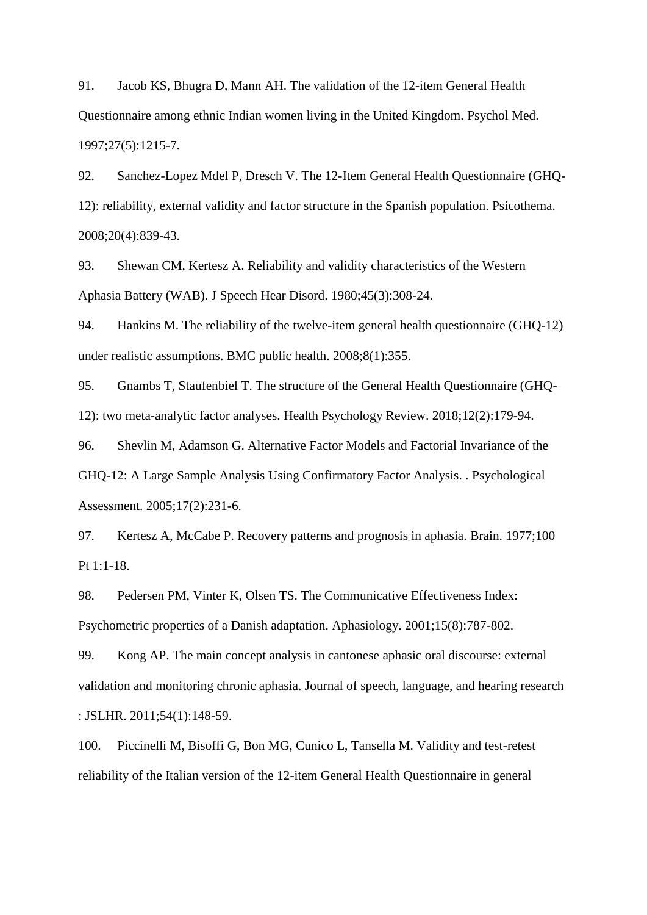91. Jacob KS, Bhugra D, Mann AH. The validation of the 12-item General Health Questionnaire among ethnic Indian women living in the United Kingdom. Psychol Med. 1997;27(5):1215-7.

92. Sanchez-Lopez Mdel P, Dresch V. The 12-Item General Health Questionnaire (GHQ-12): reliability, external validity and factor structure in the Spanish population. Psicothema. 2008;20(4):839-43.

93. Shewan CM, Kertesz A. Reliability and validity characteristics of the Western Aphasia Battery (WAB). J Speech Hear Disord. 1980;45(3):308-24.

94. Hankins M. The reliability of the twelve-item general health questionnaire (GHQ-12) under realistic assumptions. BMC public health. 2008;8(1):355.

95. Gnambs T, Staufenbiel T. The structure of the General Health Questionnaire (GHQ-12): two meta-analytic factor analyses. Health Psychology Review. 2018;12(2):179-94.

96. Shevlin M, Adamson G. Alternative Factor Models and Factorial Invariance of the GHQ-12: A Large Sample Analysis Using Confirmatory Factor Analysis. . Psychological Assessment. 2005;17(2):231-6.

97. Kertesz A, McCabe P. Recovery patterns and prognosis in aphasia. Brain. 1977;100 Pt 1:1-18.

98. Pedersen PM, Vinter K, Olsen TS. The Communicative Effectiveness Index: Psychometric properties of a Danish adaptation. Aphasiology. 2001;15(8):787-802.

99. Kong AP. The main concept analysis in cantonese aphasic oral discourse: external validation and monitoring chronic aphasia. Journal of speech, language, and hearing research : JSLHR. 2011;54(1):148-59.

100. Piccinelli M, Bisoffi G, Bon MG, Cunico L, Tansella M. Validity and test-retest reliability of the Italian version of the 12-item General Health Questionnaire in general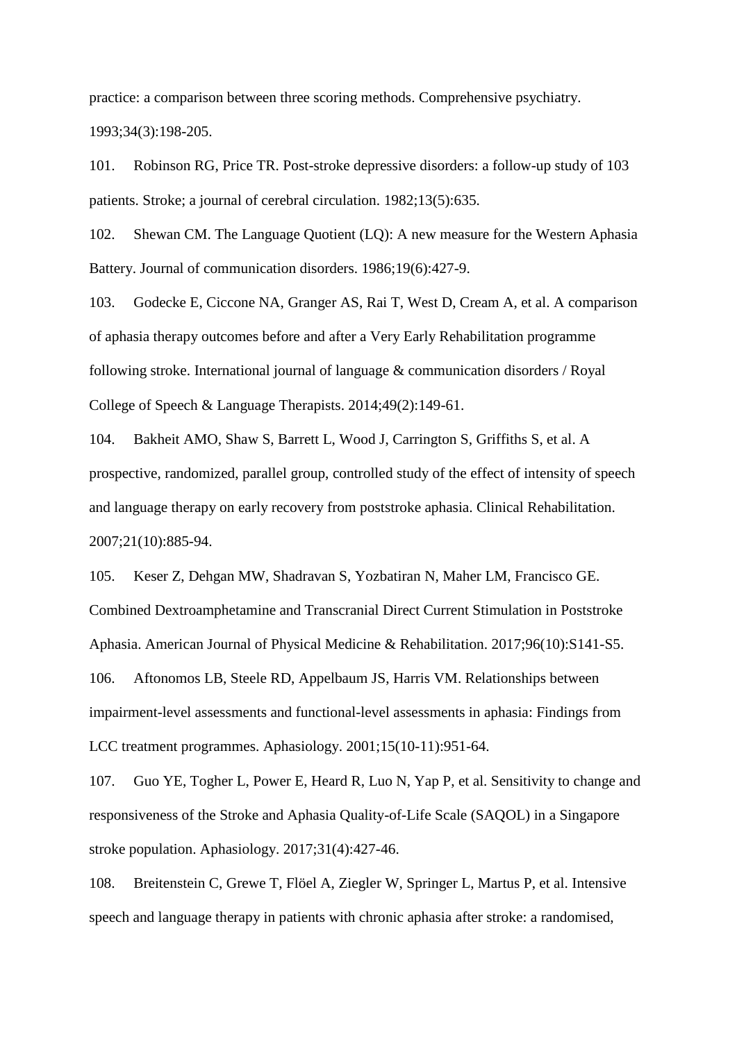practice: a comparison between three scoring methods. Comprehensive psychiatry. 1993;34(3):198-205.

101. Robinson RG, Price TR. Post-stroke depressive disorders: a follow-up study of 103 patients. Stroke; a journal of cerebral circulation. 1982;13(5):635.

102. Shewan CM. The Language Quotient (LQ): A new measure for the Western Aphasia Battery. Journal of communication disorders. 1986;19(6):427-9.

103. Godecke E, Ciccone NA, Granger AS, Rai T, West D, Cream A, et al. A comparison of aphasia therapy outcomes before and after a Very Early Rehabilitation programme following stroke. International journal of language & communication disorders / Royal College of Speech & Language Therapists. 2014;49(2):149-61.

104. Bakheit AMO, Shaw S, Barrett L, Wood J, Carrington S, Griffiths S, et al. A prospective, randomized, parallel group, controlled study of the effect of intensity of speech and language therapy on early recovery from poststroke aphasia. Clinical Rehabilitation. 2007;21(10):885-94.

105. Keser Z, Dehgan MW, Shadravan S, Yozbatiran N, Maher LM, Francisco GE. Combined Dextroamphetamine and Transcranial Direct Current Stimulation in Poststroke Aphasia. American Journal of Physical Medicine & Rehabilitation. 2017;96(10):S141-S5.

106. Aftonomos LB, Steele RD, Appelbaum JS, Harris VM. Relationships between impairment-level assessments and functional-level assessments in aphasia: Findings from LCC treatment programmes. Aphasiology. 2001;15(10-11):951-64.

107. Guo YE, Togher L, Power E, Heard R, Luo N, Yap P, et al. Sensitivity to change and responsiveness of the Stroke and Aphasia Quality-of-Life Scale (SAQOL) in a Singapore stroke population. Aphasiology. 2017;31(4):427-46.

108. Breitenstein C, Grewe T, Flöel A, Ziegler W, Springer L, Martus P, et al. Intensive speech and language therapy in patients with chronic aphasia after stroke: a randomised,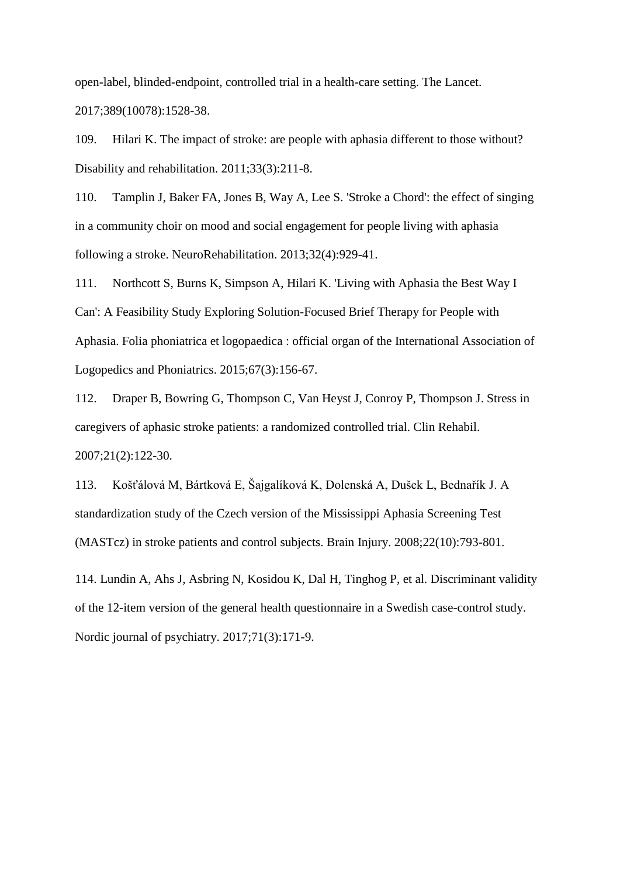open-label, blinded-endpoint, controlled trial in a health-care setting. The Lancet. 2017;389(10078):1528-38.

109. Hilari K. The impact of stroke: are people with aphasia different to those without? Disability and rehabilitation. 2011;33(3):211-8.

110. Tamplin J, Baker FA, Jones B, Way A, Lee S. 'Stroke a Chord': the effect of singing in a community choir on mood and social engagement for people living with aphasia following a stroke. NeuroRehabilitation. 2013;32(4):929-41.

111. Northcott S, Burns K, Simpson A, Hilari K. 'Living with Aphasia the Best Way I Can': A Feasibility Study Exploring Solution-Focused Brief Therapy for People with Aphasia. Folia phoniatrica et logopaedica : official organ of the International Association of Logopedics and Phoniatrics. 2015;67(3):156-67.

112. Draper B, Bowring G, Thompson C, Van Heyst J, Conroy P, Thompson J. Stress in caregivers of aphasic stroke patients: a randomized controlled trial. Clin Rehabil. 2007;21(2):122-30.

113. Košťálová M, Bártková E, Šajgalíková K, Dolenská A, Dušek L, Bednařík J. A standardization study of the Czech version of the Mississippi Aphasia Screening Test (MASTcz) in stroke patients and control subjects. Brain Injury. 2008;22(10):793-801.

114. Lundin A, Ahs J, Asbring N, Kosidou K, Dal H, Tinghog P, et al. Discriminant validity of the 12-item version of the general health questionnaire in a Swedish case-control study. Nordic journal of psychiatry. 2017;71(3):171-9.